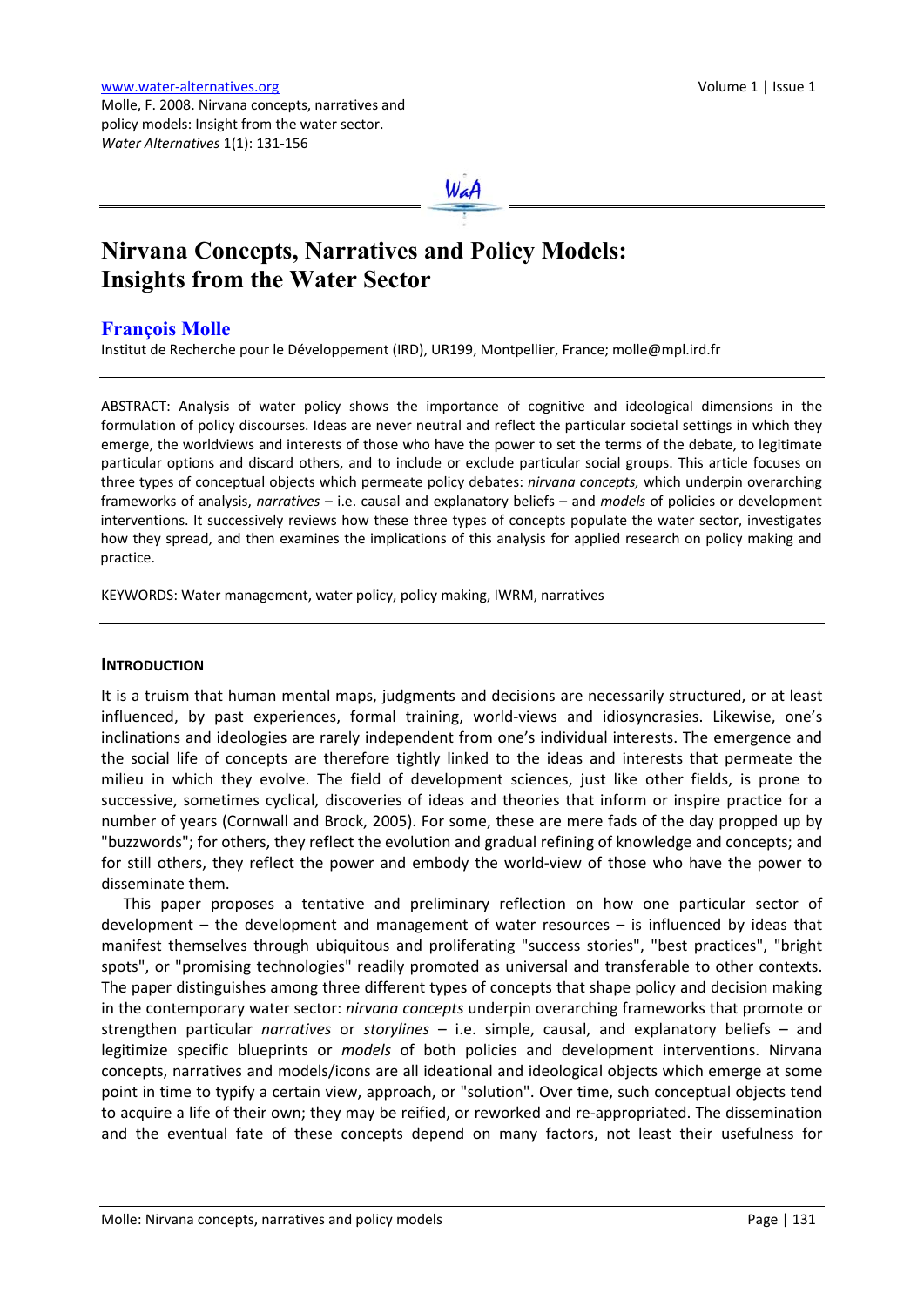www.water-alternatives.org
Molle, F. 2008. Nirvana concepts, narratives and policy models: Insight from the water sector. *Water Alternatives* 1(1): 131-156

# Nirvana Concepts, Narratives and Policy Models: Insights from the Water Sector

## François Molle

Institut de Recherche pour le Développement (IRD), UR199, Montpellier, France; molle@mpl.ird.fr

---

ABSTRACT: Analysis of water policy shows the importance of cognitive and ideological dimensions in the formulation of policy discourses. Ideas are never neutral and reflect the particular societal settings in which they emerge, the worldviews and interests of those who have the power to set the terms of the debate, to legitimate particular options and discard others, and to include or exclude particular social groups. This article focuses on three types of conceptual objects which permeate policy debates: *nirvana concepts,* which underpin overarching frameworks of analysis, *narratives* – i.e. causal and explanatory beliefs – and *models* of policies or development interventions. It successively reviews how these three types of concepts populate the water sector, investigates how they spread, and then examines the implications of this analysis for applied research on policy making and practice.

KEYWORDS: Water management, water policy, policy making, IWRM, narratives

---

## INTRODUCTION

It is a truism that human mental maps, judgments and decisions are necessarily structured, or at least influenced, by past experiences, formal training, world-views and idiosyncrasies. Likewise, one's inclinations and ideologies are rarely independent from one's individual interests. The emergence and the social life of concepts are therefore tightly linked to the ideas and interests that permeate the milieu in which they evolve. The field of development sciences, just like other fields, is prone to successive, sometimes cyclical, discoveries of ideas and theories that inform or inspire practice for a number of years (Cornwall and Brock, 2005). For some, these are mere fads of the day propped up by "buzzwords"; for others, they reflect the evolution and gradual refining of knowledge and concepts; and for still others, they reflect the power and embody the world-view of those who have the power to disseminate them.

This paper proposes a tentative and preliminary reflection on how one particular sector of development – the development and management of water resources – is influenced by ideas that manifest themselves through ubiquitous and proliferating "success stories", "best practices", "bright spots", or "promising technologies" readily promoted as universal and transferable to other contexts. The paper distinguishes among three different types of concepts that shape policy and decision making in the contemporary water sector: *nirvana concepts* underpin overarching frameworks that promote or strengthen particular *narratives* or *storylines* – i.e. simple, causal, and explanatory beliefs – and legitimize specific blueprints or *models* of both policies and development interventions. Nirvana concepts, narratives and models/icons are all ideational and ideological objects which emerge at some point in time to typify a certain view, approach, or "solution". Over time, such conceptual objects tend to acquire a life of their own; they may be reified, or reworked and re-appropriated. The dissemination and the eventual fate of these concepts depend on many factors, not least their usefulness for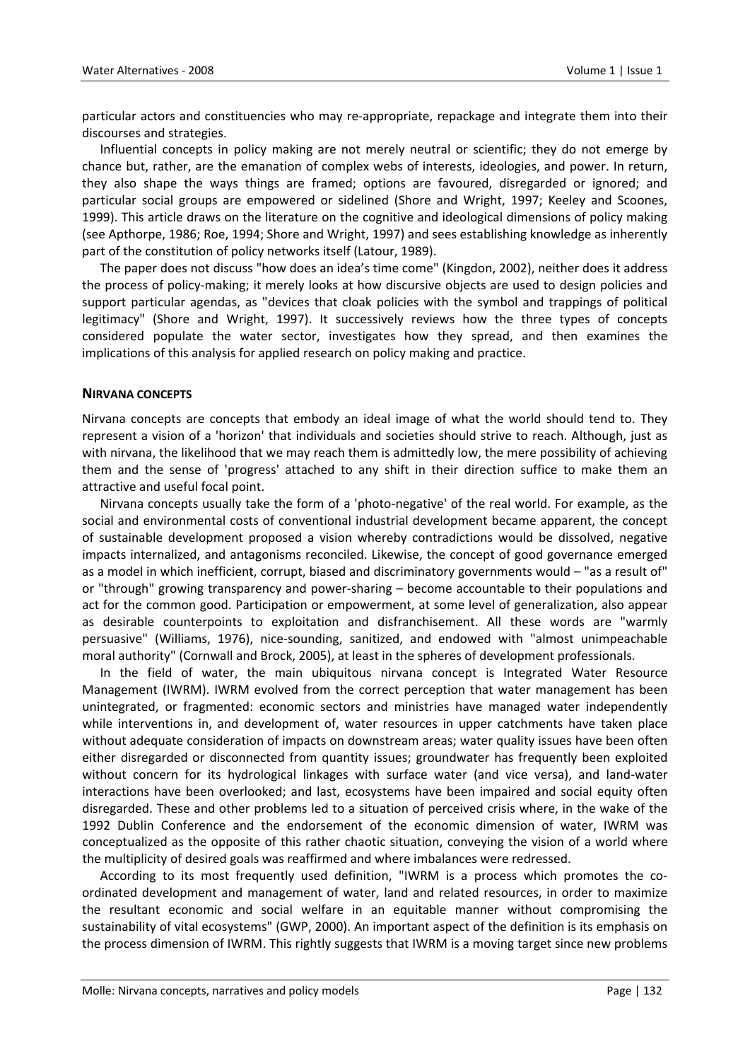particular actors and constituencies who may re-appropriate, repackage and integrate them into their discourses and strategies.

Influential concepts in policy making are not merely neutral or scientific; they do not emerge by chance but, rather, are the emanation of complex webs of interests, ideologies, and power. In return, they also shape the ways things are framed; options are favoured, disregarded or ignored; and particular social groups are empowered or sidelined (Shore and Wright, 1997; Keeley and Scoones, 1999). This article draws on the literature on the cognitive and ideological dimensions of policy making (see Apthorpe, 1986; Roe, 1994; Shore and Wright, 1997) and sees establishing knowledge as inherently part of the constitution of policy networks itself (Latour, 1989).

The paper does not discuss "how does an idea's time come" (Kingdon, 2002), neither does it address the process of policy-making; it merely looks at how discursive objects are used to design policies and support particular agendas, as "devices that cloak policies with the symbol and trappings of political legitimacy" (Shore and Wright, 1997). It successively reviews how the three types of concepts considered populate the water sector, investigates how they spread, and then examines the implications of this analysis for applied research on policy making and practice.

## NIRVANA CONCEPTS

Nirvana concepts are concepts that embody an ideal image of what the world should tend to. They represent a vision of a 'horizon' that individuals and societies should strive to reach. Although, just as with nirvana, the likelihood that we may reach them is admittedly low, the mere possibility of achieving them and the sense of 'progress' attached to any shift in their direction suffice to make them an attractive and useful focal point.

Nirvana concepts usually take the form of a 'photo-negative' of the real world. For example, as the social and environmental costs of conventional industrial development became apparent, the concept of sustainable development proposed a vision whereby contradictions would be dissolved, negative impacts internalized, and antagonisms reconciled. Likewise, the concept of good governance emerged as a model in which inefficient, corrupt, biased and discriminatory governments would – "as a result of" or "through" growing transparency and power-sharing – become accountable to their populations and act for the common good. Participation or empowerment, at some level of generalization, also appear as desirable counterpoints to exploitation and disfranchisement. All these words are "warmly persuasive" (Williams, 1976), nice-sounding, sanitized, and endowed with "almost unimpeachable moral authority" (Cornwall and Brock, 2005), at least in the spheres of development professionals.

In the field of water, the main ubiquitous nirvana concept is Integrated Water Resource Management (IWRM). IWRM evolved from the correct perception that water management has been unintegrated, or fragmented: economic sectors and ministries have managed water independently while interventions in, and development of, water resources in upper catchments have taken place without adequate consideration of impacts on downstream areas; water quality issues have been often either disregarded or disconnected from quantity issues; groundwater has frequently been exploited without concern for its hydrological linkages with surface water (and vice versa), and land-water interactions have been overlooked; and last, ecosystems have been impaired and social equity often disregarded. These and other problems led to a situation of perceived crisis where, in the wake of the 1992 Dublin Conference and the endorsement of the economic dimension of water, IWRM was conceptualized as the opposite of this rather chaotic situation, conveying the vision of a world where the multiplicity of desired goals was reaffirmed and where imbalances were redressed.

According to its most frequently used definition, "IWRM is a process which promotes the co-ordinated development and management of water, land and related resources, in order to maximize the resultant economic and social welfare in an equitable manner without compromising the sustainability of vital ecosystems" (GWP, 2000). An important aspect of the definition is its emphasis on the process dimension of IWRM. This rightly suggests that IWRM is a moving target since new problems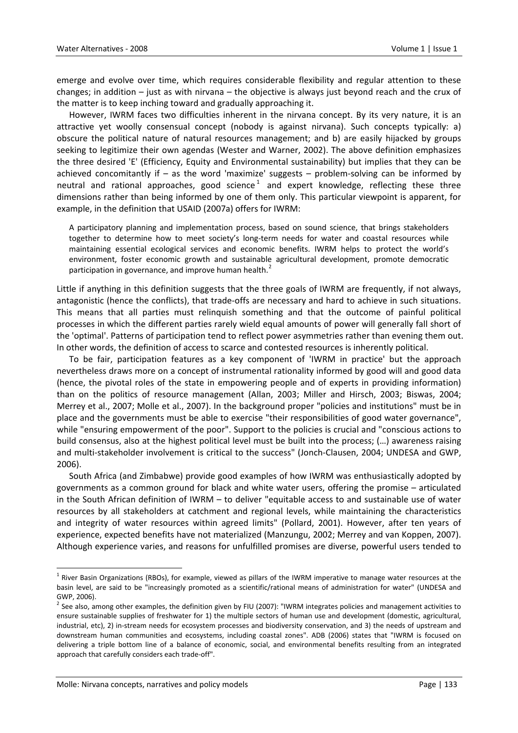emerge and evolve over time, which requires considerable flexibility and regular attention to these changes; in addition – just as with nirvana – the objective is always just beyond reach and the crux of the matter is to keep inching toward and gradually approaching it.

However, IWRM faces two difficulties inherent in the nirvana concept. By its very nature, it is an attractive yet woolly consensual concept (nobody is against nirvana). Such concepts typically: a) obscure the political nature of natural resources management; and b) are easily hijacked by groups seeking to legitimize their own agendas (Wester and Warner, 2002). The above definition emphasizes the three desired 'E' (Efficiency, Equity and Environmental sustainability) but implies that they can be achieved concomitantly if – as the word 'maximize' suggests – problem-solving can be informed by neutral and rational approaches, good science[1] and expert knowledge, reflecting these three dimensions rather than being informed by one of them only. This particular viewpoint is apparent, for example, in the definition that USAID (2007a) offers for IWRM:

> A participatory planning and implementation process, based on sound science, that brings stakeholders together to determine how to meet society's long-term needs for water and coastal resources while maintaining essential ecological services and economic benefits. IWRM helps to protect the world's environment, foster economic growth and sustainable agricultural development, promote democratic participation in governance, and improve human health.[2]

Little if anything in this definition suggests that the three goals of IWRM are frequently, if not always, antagonistic (hence the conflicts), that trade-offs are necessary and hard to achieve in such situations. This means that all parties must relinquish something and that the outcome of painful political processes in which the different parties rarely wield equal amounts of power will generally fall short of the 'optimal'. Patterns of participation tend to reflect power asymmetries rather than evening them out. In other words, the definition of access to scarce and contested resources is inherently political.

To be fair, participation features as a key component of 'IWRM in practice' but the approach nevertheless draws more on a concept of instrumental rationality informed by good will and good data (hence, the pivotal roles of the state in empowering people and of experts in providing information) than on the politics of resource management (Allan, 2003; Miller and Hirsch, 2003; Biswas, 2004; Merrey et al., 2007; Molle et al., 2007). In the background proper "policies and institutions" must be in place and the governments must be able to exercise "their responsibilities of good water governance", while "ensuring empowerment of the poor". Support to the policies is crucial and "conscious actions to build consensus, also at the highest political level must be built into the process; (…) awareness raising and multi-stakeholder involvement is critical to the success" (Jonch-Clausen, 2004; UNDESA and GWP, 2006).

South Africa (and Zimbabwe) provide good examples of how IWRM was enthusiastically adopted by governments as a common ground for black and white water users, offering the promise – articulated in the South African definition of IWRM – to deliver "equitable access to and sustainable use of water resources by all stakeholders at catchment and regional levels, while maintaining the characteristics and integrity of water resources within agreed limits" (Pollard, 2001). However, after ten years of experience, expected benefits have not materialized (Manzungu, 2002; Merrey and van Koppen, 2007). Although experience varies, and reasons for unfulfilled promises are diverse, powerful users tended to

---

[1] River Basin Organizations (RBOs), for example, viewed as pillars of the IWRM imperative to manage water resources at the basin level, are said to be "increasingly promoted as a scientific/rational means of administration for water" (UNDESA and GWP, 2006).

[2] See also, among other examples, the definition given by FIU (2007): "IWRM integrates policies and management activities to ensure sustainable supplies of freshwater for 1) the multiple sectors of human use and development (domestic, agricultural, industrial, etc), 2) in-stream needs for ecosystem processes and biodiversity conservation, and 3) the needs of upstream and downstream human communities and ecosystems, including coastal zones". ADB (2006) states that "IWRM is focused on delivering a triple bottom line of a balance of economic, social, and environmental benefits resulting from an integrated approach that carefully considers each trade-off".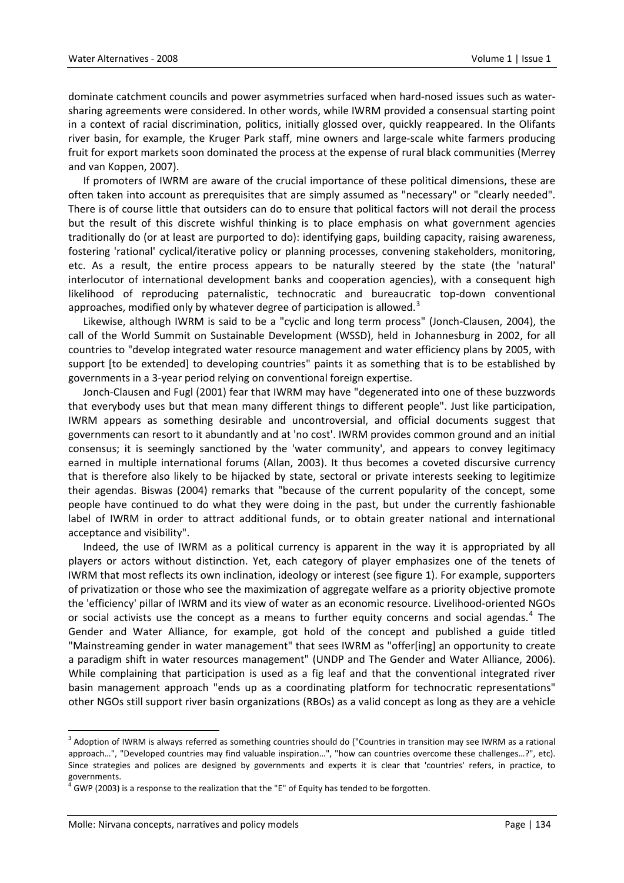dominate catchment councils and power asymmetries surfaced when hard-nosed issues such as water-sharing agreements were considered. In other words, while IWRM provided a consensual starting point in a context of racial discrimination, politics, initially glossed over, quickly reappeared. In the Olifants river basin, for example, the Kruger Park staff, mine owners and large-scale white farmers producing fruit for export markets soon dominated the process at the expense of rural black communities (Merrey and van Koppen, 2007).

If promoters of IWRM are aware of the crucial importance of these political dimensions, these are often taken into account as prerequisites that are simply assumed as "necessary" or "clearly needed". There is of course little that outsiders can do to ensure that political factors will not derail the process but the result of this discrete wishful thinking is to place emphasis on what government agencies traditionally do (or at least are purported to do): identifying gaps, building capacity, raising awareness, fostering 'rational' cyclical/iterative policy or planning processes, convening stakeholders, monitoring, etc. As a result, the entire process appears to be naturally steered by the state (the 'natural' interlocutor of international development banks and cooperation agencies), with a consequent high likelihood of reproducing paternalistic, technocratic and bureaucratic top-down conventional approaches, modified only by whatever degree of participation is allowed.[3]

Likewise, although IWRM is said to be a "cyclic and long term process" (Jonch-Clausen, 2004), the call of the World Summit on Sustainable Development (WSSD), held in Johannesburg in 2002, for all countries to "develop integrated water resource management and water efficiency plans by 2005, with support [to be extended] to developing countries" paints it as something that is to be established by governments in a 3-year period relying on conventional foreign expertise.

Jonch-Clausen and Fugl (2001) fear that IWRM may have "degenerated into one of these buzzwords that everybody uses but that mean many different things to different people". Just like participation, IWRM appears as something desirable and uncontroversial, and official documents suggest that governments can resort to it abundantly and at 'no cost'. IWRM provides common ground and an initial consensus; it is seemingly sanctioned by the 'water community', and appears to convey legitimacy earned in multiple international forums (Allan, 2003). It thus becomes a coveted discursive currency that is therefore also likely to be hijacked by state, sectoral or private interests seeking to legitimize their agendas. Biswas (2004) remarks that "because of the current popularity of the concept, some people have continued to do what they were doing in the past, but under the currently fashionable label of IWRM in order to attract additional funds, or to obtain greater national and international acceptance and visibility".

Indeed, the use of IWRM as a political currency is apparent in the way it is appropriated by all players or actors without distinction. Yet, each category of player emphasizes one of the tenets of IWRM that most reflects its own inclination, ideology or interest (see figure 1). For example, supporters of privatization or those who see the maximization of aggregate welfare as a priority objective promote the 'efficiency' pillar of IWRM and its view of water as an economic resource. Livelihood-oriented NGOs or social activists use the concept as a means to further equity concerns and social agendas.[4] The Gender and Water Alliance, for example, got hold of the concept and published a guide titled "Mainstreaming gender in water management" that sees IWRM as "offer[ing] an opportunity to create a paradigm shift in water resources management" (UNDP and The Gender and Water Alliance, 2006). While complaining that participation is used as a fig leaf and that the conventional integrated river basin management approach "ends up as a coordinating platform for technocratic representations" other NGOs still support river basin organizations (RBOs) as a valid concept as long as they are a vehicle

[3] Adoption of IWRM is always referred as something countries should do ("Countries in transition may see IWRM as a rational approach…", "Developed countries may find valuable inspiration…", "how can countries overcome these challenges…?", etc). Since strategies and polices are designed by governments and experts it is clear that 'countries' refers, in practice, to governments.

[4] GWP (2003) is a response to the realization that the "E" of Equity has tended to be forgotten.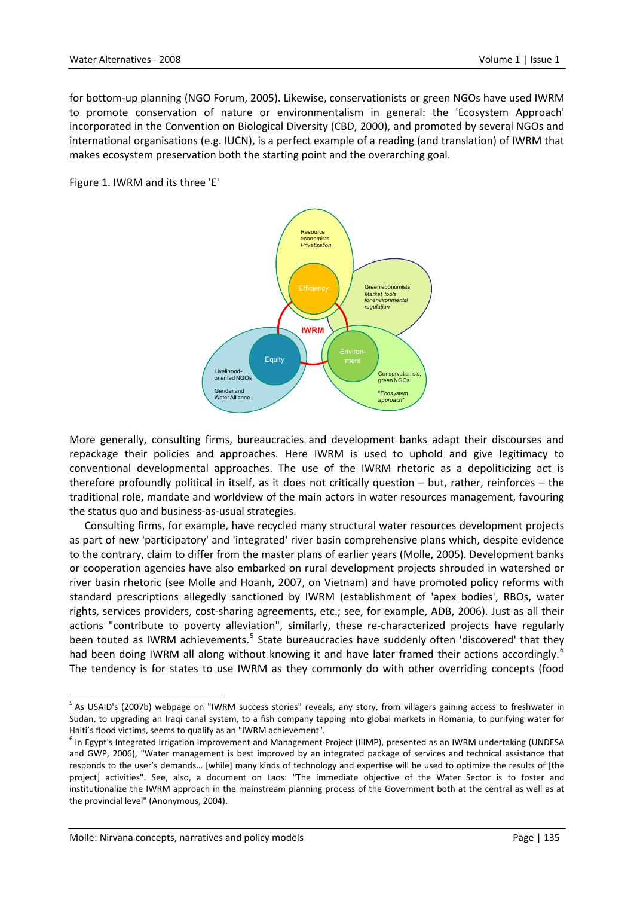for bottom-up planning (NGO Forum, 2005). Likewise, conservationists or green NGOs have used IWRM to promote conservation of nature or environmentalism in general: the 'Ecosystem Approach' incorporated in the Convention on Biological Diversity (CBD, 2000), and promoted by several NGOs and international organisations (e.g. IUCN), is a perfect example of a reading (and translation) of IWRM that makes ecosystem preservation both the starting point and the overarching goal.

Figure 1. IWRM and its three 'E'

More generally, consulting firms, bureaucracies and development banks adapt their discourses and repackage their policies and approaches. Here IWRM is used to uphold and give legitimacy to conventional developmental approaches. The use of the IWRM rhetoric as a depoliticizing act is therefore profoundly political in itself, as it does not critically question – but, rather, reinforces – the traditional role, mandate and worldview of the main actors in water resources management, favouring the status quo and business-as-usual strategies.

Consulting firms, for example, have recycled many structural water resources development projects as part of new 'participatory' and 'integrated' river basin comprehensive plans which, despite evidence to the contrary, claim to differ from the master plans of earlier years (Molle, 2005). Development banks or cooperation agencies have also embarked on rural development projects shrouded in watershed or river basin rhetoric (see Molle and Hoanh, 2007, on Vietnam) and have promoted policy reforms with standard prescriptions allegedly sanctioned by IWRM (establishment of 'apex bodies', RBOs, water rights, services providers, cost-sharing agreements, etc.; see, for example, ADB, 2006). Just as all their actions "contribute to poverty alleviation", similarly, these re-characterized projects have regularly been touted as IWRM achievements.[5] State bureaucracies have suddenly often 'discovered' that they had been doing IWRM all along without knowing it and have later framed their actions accordingly.[6] The tendency is for states to use IWRM as they commonly do with other overriding concepts (food

---

[5] As USAID's (2007b) webpage on "IWRM success stories" reveals, any story, from villagers gaining access to freshwater in Sudan, to upgrading an Iraqi canal system, to a fish company tapping into global markets in Romania, to purifying water for Haiti's flood victims, seems to qualify as an "IWRM achievement".

[6] In Egypt's Integrated Irrigation Improvement and Management Project (IIIMP), presented as an IWRM undertaking (UNDESA and GWP, 2006), "Water management is best improved by an integrated package of services and technical assistance that responds to the user's demands… [while] many kinds of technology and expertise will be used to optimize the results of [the project] activities". See, also, a document on Laos: "The immediate objective of the Water Sector is to foster and institutionalize the IWRM approach in the mainstream planning process of the Government both at the central as well as at the provincial level" (Anonymous, 2004).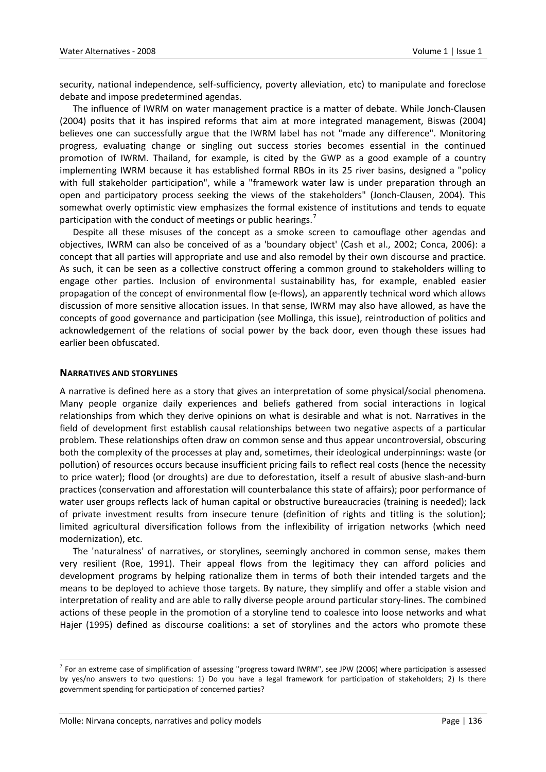security, national independence, self-sufficiency, poverty alleviation, etc) to manipulate and foreclose debate and impose predetermined agendas.

The influence of IWRM on water management practice is a matter of debate. While Jonch-Clausen (2004) posits that it has inspired reforms that aim at more integrated management, Biswas (2004) believes one can successfully argue that the IWRM label has not "made any difference". Monitoring progress, evaluating change or singling out success stories becomes essential in the continued promotion of IWRM. Thailand, for example, is cited by the GWP as a good example of a country implementing IWRM because it has established formal RBOs in its 25 river basins, designed a "policy with full stakeholder participation", while a "framework water law is under preparation through an open and participatory process seeking the views of the stakeholders" (Jonch-Clausen, 2004). This somewhat overly optimistic view emphasizes the formal existence of institutions and tends to equate participation with the conduct of meetings or public hearings.[7]

Despite all these misuses of the concept as a smoke screen to camouflage other agendas and objectives, IWRM can also be conceived of as a 'boundary object' (Cash et al., 2002; Conca, 2006): a concept that all parties will appropriate and use and also remodel by their own discourse and practice. As such, it can be seen as a collective construct offering a common ground to stakeholders willing to engage other parties. Inclusion of environmental sustainability has, for example, enabled easier propagation of the concept of environmental flow (e-flows), an apparently technical word which allows discussion of more sensitive allocation issues. In that sense, IWRM may also have allowed, as have the concepts of good governance and participation (see Mollinga, this issue), reintroduction of politics and acknowledgement of the relations of social power by the back door, even though these issues had earlier been obfuscated.

## NARRATIVES AND STORYLINES

A narrative is defined here as a story that gives an interpretation of some physical/social phenomena. Many people organize daily experiences and beliefs gathered from social interactions in logical relationships from which they derive opinions on what is desirable and what is not. Narratives in the field of development first establish causal relationships between two negative aspects of a particular problem. These relationships often draw on common sense and thus appear uncontroversial, obscuring both the complexity of the processes at play and, sometimes, their ideological underpinnings: waste (or pollution) of resources occurs because insufficient pricing fails to reflect real costs (hence the necessity to price water); flood (or droughts) are due to deforestation, itself a result of abusive slash-and-burn practices (conservation and afforestation will counterbalance this state of affairs); poor performance of water user groups reflects lack of human capital or obstructive bureaucracies (training is needed); lack of private investment results from insecure tenure (definition of rights and titling is the solution); limited agricultural diversification follows from the inflexibility of irrigation networks (which need modernization), etc.

The 'naturalness' of narratives, or storylines, seemingly anchored in common sense, makes them very resilient (Roe, 1991). Their appeal flows from the legitimacy they can afford policies and development programs by helping rationalize them in terms of both their intended targets and the means to be deployed to achieve those targets. By nature, they simplify and offer a stable vision and interpretation of reality and are able to rally diverse people around particular story-lines. The combined actions of these people in the promotion of a storyline tend to coalesce into loose networks and what Hajer (1995) defined as discourse coalitions: a set of storylines and the actors who promote these

---

[7] For an extreme case of simplification of assessing "progress toward IWRM", see JPW (2006) where participation is assessed by yes/no answers to two questions: 1) Do you have a legal framework for participation of stakeholders; 2) Is there government spending for participation of concerned parties?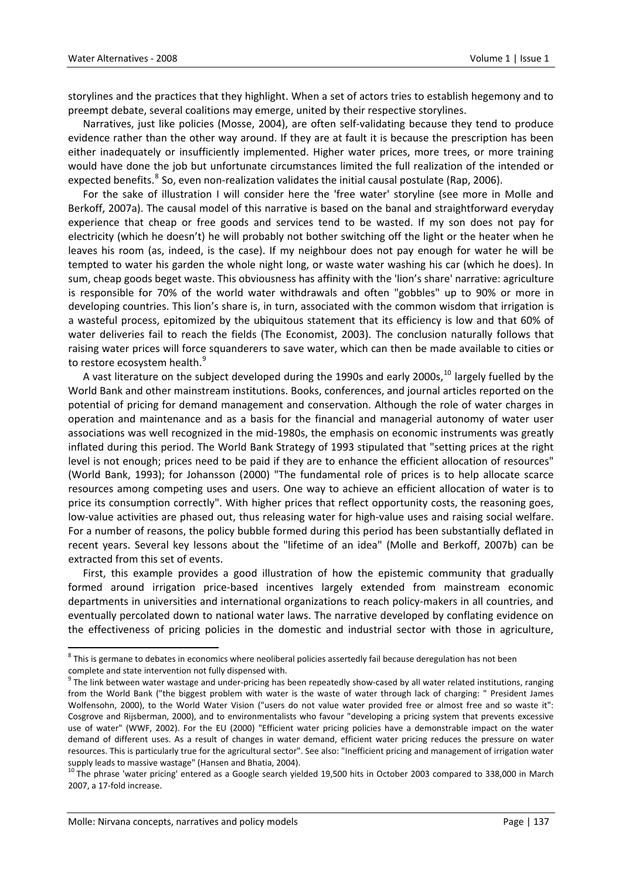storylines and the practices that they highlight. When a set of actors tries to establish hegemony and to preempt debate, several coalitions may emerge, united by their respective storylines.

Narratives, just like policies (Mosse, 2004), are often self-validating because they tend to produce evidence rather than the other way around. If they are at fault it is because the prescription has been either inadequately or insufficiently implemented. Higher water prices, more trees, or more training would have done the job but unfortunate circumstances limited the full realization of the intended or expected benefits.[8] So, even non-realization validates the initial causal postulate (Rap, 2006).

For the sake of illustration I will consider here the 'free water' storyline (see more in Molle and Berkoff, 2007a). The causal model of this narrative is based on the banal and straightforward everyday experience that cheap or free goods and services tend to be wasted. If my son does not pay for electricity (which he doesn't) he will probably not bother switching off the light or the heater when he leaves his room (as, indeed, is the case). If my neighbour does not pay enough for water he will be tempted to water his garden the whole night long, or waste water washing his car (which he does). In sum, cheap goods beget waste. This obviousness has affinity with the 'lion's share' narrative: agriculture is responsible for 70% of the world water withdrawals and often "gobbles" up to 90% or more in developing countries. This lion's share is, in turn, associated with the common wisdom that irrigation is a wasteful process, epitomized by the ubiquitous statement that its efficiency is low and that 60% of water deliveries fail to reach the fields (The Economist, 2003). The conclusion naturally follows that raising water prices will force squanderers to save water, which can then be made available to cities or to restore ecosystem health.[9]

A vast literature on the subject developed during the 1990s and early 2000s,[10] largely fuelled by the World Bank and other mainstream institutions. Books, conferences, and journal articles reported on the potential of pricing for demand management and conservation. Although the role of water charges in operation and maintenance and as a basis for the financial and managerial autonomy of water user associations was well recognized in the mid-1980s, the emphasis on economic instruments was greatly inflated during this period. The World Bank Strategy of 1993 stipulated that "setting prices at the right level is not enough; prices need to be paid if they are to enhance the efficient allocation of resources" (World Bank, 1993); for Johansson (2000) "The fundamental role of prices is to help allocate scarce resources among competing uses and users. One way to achieve an efficient allocation of water is to price its consumption correctly". With higher prices that reflect opportunity costs, the reasoning goes, low-value activities are phased out, thus releasing water for high-value uses and raising social welfare. For a number of reasons, the policy bubble formed during this period has been substantially deflated in recent years. Several key lessons about the "lifetime of an idea" (Molle and Berkoff, 2007b) can be extracted from this set of events.

First, this example provides a good illustration of how the epistemic community that gradually formed around irrigation price-based incentives largely extended from mainstream economic departments in universities and international organizations to reach policy-makers in all countries, and eventually percolated down to national water laws. The narrative developed by conflating evidence on the effectiveness of pricing policies in the domestic and industrial sector with those in agriculture,

---

[8] This is germane to debates in economics where neoliberal policies assertedly fail because deregulation has not been complete and state intervention not fully dispensed with.

[9] The link between water wastage and under-pricing has been repeatedly show-cased by all water related institutions, ranging from the World Bank ("the biggest problem with water is the waste of water through lack of charging: " President James Wolfensohn, 2000), to the World Water Vision ("users do not value water provided free or almost free and so waste it": Cosgrove and Rijsberman, 2000), and to environmentalists who favour "developing a pricing system that prevents excessive use of water" (WWF, 2002). For the EU (2000) "Efficient water pricing policies have a demonstrable impact on the water demand of different uses. As a result of changes in water demand, efficient water pricing reduces the pressure on water resources. This is particularly true for the agricultural sector". See also: "Inefficient pricing and management of irrigation water supply leads to massive wastage" (Hansen and Bhatia, 2004).

[10] The phrase 'water pricing' entered as a Google search yielded 19,500 hits in October 2003 compared to 338,000 in March 2007, a 17-fold increase.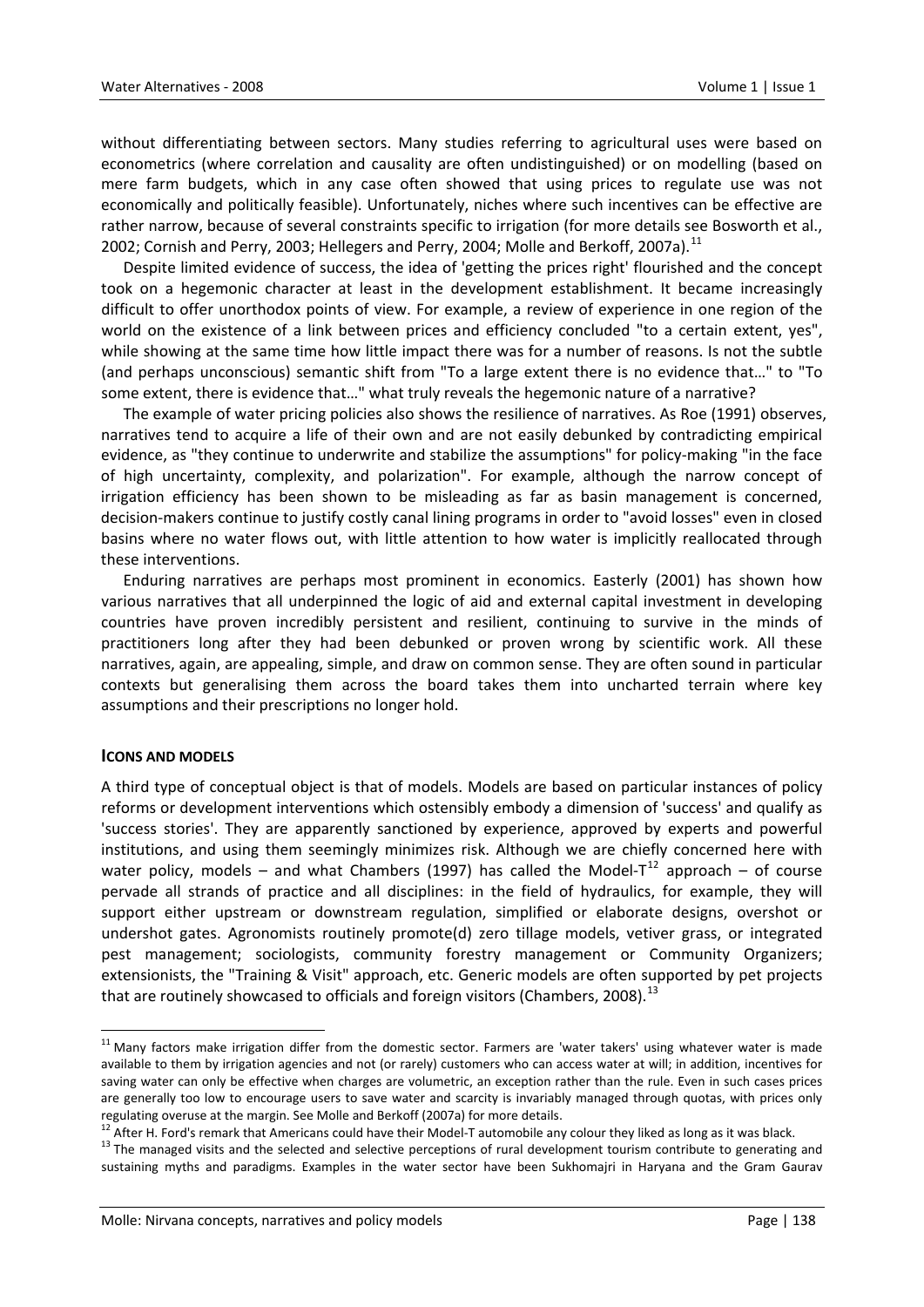without differentiating between sectors. Many studies referring to agricultural uses were based on econometrics (where correlation and causality are often undistinguished) or on modelling (based on mere farm budgets, which in any case often showed that using prices to regulate use was not economically and politically feasible). Unfortunately, niches where such incentives can be effective are rather narrow, because of several constraints specific to irrigation (for more details see Bosworth et al., 2002; Cornish and Perry, 2003; Hellegers and Perry, 2004; Molle and Berkoff, 2007a).[11]

Despite limited evidence of success, the idea of 'getting the prices right' flourished and the concept took on a hegemonic character at least in the development establishment. It became increasingly difficult to offer unorthodox points of view. For example, a review of experience in one region of the world on the existence of a link between prices and efficiency concluded "to a certain extent, yes", while showing at the same time how little impact there was for a number of reasons. Is not the subtle (and perhaps unconscious) semantic shift from "To a large extent there is no evidence that…" to "To some extent, there is evidence that…" what truly reveals the hegemonic nature of a narrative?

The example of water pricing policies also shows the resilience of narratives. As Roe (1991) observes, narratives tend to acquire a life of their own and are not easily debunked by contradicting empirical evidence, as "they continue to underwrite and stabilize the assumptions" for policy-making "in the face of high uncertainty, complexity, and polarization". For example, although the narrow concept of irrigation efficiency has been shown to be misleading as far as basin management is concerned, decision-makers continue to justify costly canal lining programs in order to "avoid losses" even in closed basins where no water flows out, with little attention to how water is implicitly reallocated through these interventions.

Enduring narratives are perhaps most prominent in economics. Easterly (2001) has shown how various narratives that all underpinned the logic of aid and external capital investment in developing countries have proven incredibly persistent and resilient, continuing to survive in the minds of practitioners long after they had been debunked or proven wrong by scientific work. All these narratives, again, are appealing, simple, and draw on common sense. They are often sound in particular contexts but generalising them across the board takes them into uncharted terrain where key assumptions and their prescriptions no longer hold.

## Icons and models

A third type of conceptual object is that of models. Models are based on particular instances of policy reforms or development interventions which ostensibly embody a dimension of 'success' and qualify as 'success stories'. They are apparently sanctioned by experience, approved by experts and powerful institutions, and using them seemingly minimizes risk. Although we are chiefly concerned here with water policy, models – and what Chambers (1997) has called the Model-T[12] approach – of course pervade all strands of practice and all disciplines: in the field of hydraulics, for example, they will support either upstream or downstream regulation, simplified or elaborate designs, overshot or undershot gates. Agronomists routinely promote(d) zero tillage models, vetiver grass, or integrated pest management; sociologists, community forestry management or Community Organizers; extensionists, the "Training & Visit" approach, etc. Generic models are often supported by pet projects that are routinely showcased to officials and foreign visitors (Chambers, 2008).[13]

---

[11] Many factors make irrigation differ from the domestic sector. Farmers are 'water takers' using whatever water is made available to them by irrigation agencies and not (or rarely) customers who can access water at will; in addition, incentives for saving water can only be effective when charges are volumetric, an exception rather than the rule. Even in such cases prices are generally too low to encourage users to save water and scarcity is invariably managed through quotas, with prices only regulating overuse at the margin. See Molle and Berkoff (2007a) for more details.

[12] After H. Ford's remark that Americans could have their Model-T automobile any colour they liked as long as it was black.

[13] The managed visits and the selected and selective perceptions of rural development tourism contribute to generating and sustaining myths and paradigms. Examples in the water sector have been Sukhomajri in Haryana and the Gram Gaurav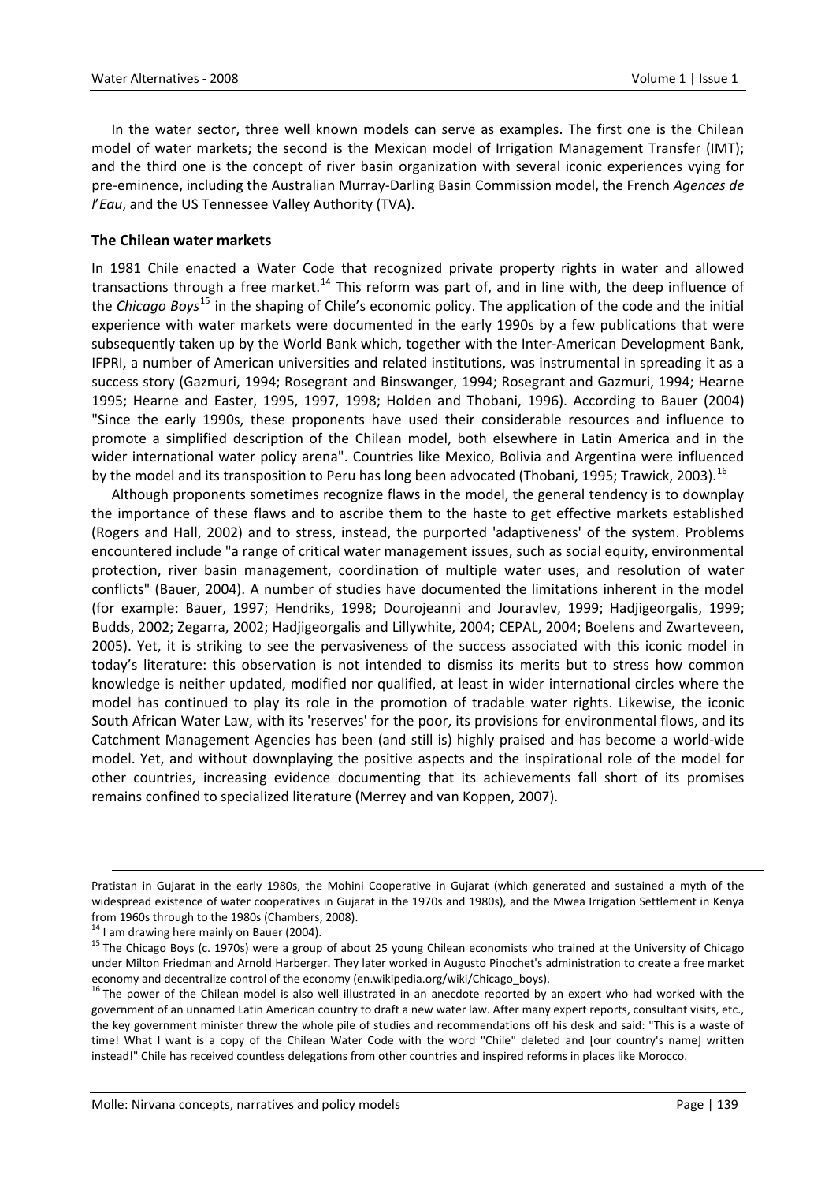In the water sector, three well known models can serve as examples. The first one is the Chilean model of water markets; the second is the Mexican model of Irrigation Management Transfer (IMT); and the third one is the concept of river basin organization with several iconic experiences vying for pre-eminence, including the Australian Murray-Darling Basin Commission model, the French *Agences de l'Eau*, and the US Tennessee Valley Authority (TVA).

### The Chilean water markets

In 1981 Chile enacted a Water Code that recognized private property rights in water and allowed transactions through a free market.[14] This reform was part of, and in line with, the deep influence of the *Chicago Boys*[15] in the shaping of Chile's economic policy. The application of the code and the initial experience with water markets were documented in the early 1990s by a few publications that were subsequently taken up by the World Bank which, together with the Inter-American Development Bank, IFPRI, a number of American universities and related institutions, was instrumental in spreading it as a success story (Gazmuri, 1994; Rosegrant and Binswanger, 1994; Rosegrant and Gazmuri, 1994; Hearne 1995; Hearne and Easter, 1995, 1997, 1998; Holden and Thobani, 1996). According to Bauer (2004) "Since the early 1990s, these proponents have used their considerable resources and influence to promote a simplified description of the Chilean model, both elsewhere in Latin America and in the wider international water policy arena". Countries like Mexico, Bolivia and Argentina were influenced by the model and its transposition to Peru has long been advocated (Thobani, 1995; Trawick, 2003).[16]

Although proponents sometimes recognize flaws in the model, the general tendency is to downplay the importance of these flaws and to ascribe them to the haste to get effective markets established (Rogers and Hall, 2002) and to stress, instead, the purported 'adaptiveness' of the system. Problems encountered include "a range of critical water management issues, such as social equity, environmental protection, river basin management, coordination of multiple water uses, and resolution of water conflicts" (Bauer, 2004). A number of studies have documented the limitations inherent in the model (for example: Bauer, 1997; Hendriks, 1998; Dourojeanni and Jouravlev, 1999; Hadjigeorgalis, 1999; Budds, 2002; Zegarra, 2002; Hadjigeorgalis and Lillywhite, 2004; CEPAL, 2004; Boelens and Zwarteveen, 2005). Yet, it is striking to see the pervasiveness of the success associated with this iconic model in today's literature: this observation is not intended to dismiss its merits but to stress how common knowledge is neither updated, modified nor qualified, at least in wider international circles where the model has continued to play its role in the promotion of tradable water rights. Likewise, the iconic South African Water Law, with its 'reserves' for the poor, its provisions for environmental flows, and its Catchment Management Agencies has been (and still is) highly praised and has become a world-wide model. Yet, and without downplaying the positive aspects and the inspirational role of the model for other countries, increasing evidence documenting that its achievements fall short of its promises remains confined to specialized literature (Merrey and van Koppen, 2007).

---

Pratistan in Gujarat in the early 1980s, the Mohini Cooperative in Gujarat (which generated and sustained a myth of the widespread existence of water cooperatives in Gujarat in the 1970s and 1980s), and the Mwea Irrigation Settlement in Kenya from 1960s through to the 1980s (Chambers, 2008).

[14] I am drawing here mainly on Bauer (2004).

[15] The Chicago Boys (c. 1970s) were a group of about 25 young Chilean economists who trained at the University of Chicago under Milton Friedman and Arnold Harberger. They later worked in Augusto Pinochet's administration to create a free market economy and decentralize control of the economy (en.wikipedia.org/wiki/Chicago_boys).

[16] The power of the Chilean model is also well illustrated in an anecdote reported by an expert who had worked with the government of an unnamed Latin American country to draft a new water law. After many expert reports, consultant visits, etc., the key government minister threw the whole pile of studies and recommendations off his desk and said: "This is a waste of time! What I want is a copy of the Chilean Water Code with the word "Chile" deleted and [our country's name] written instead!" Chile has received countless delegations from other countries and inspired reforms in places like Morocco.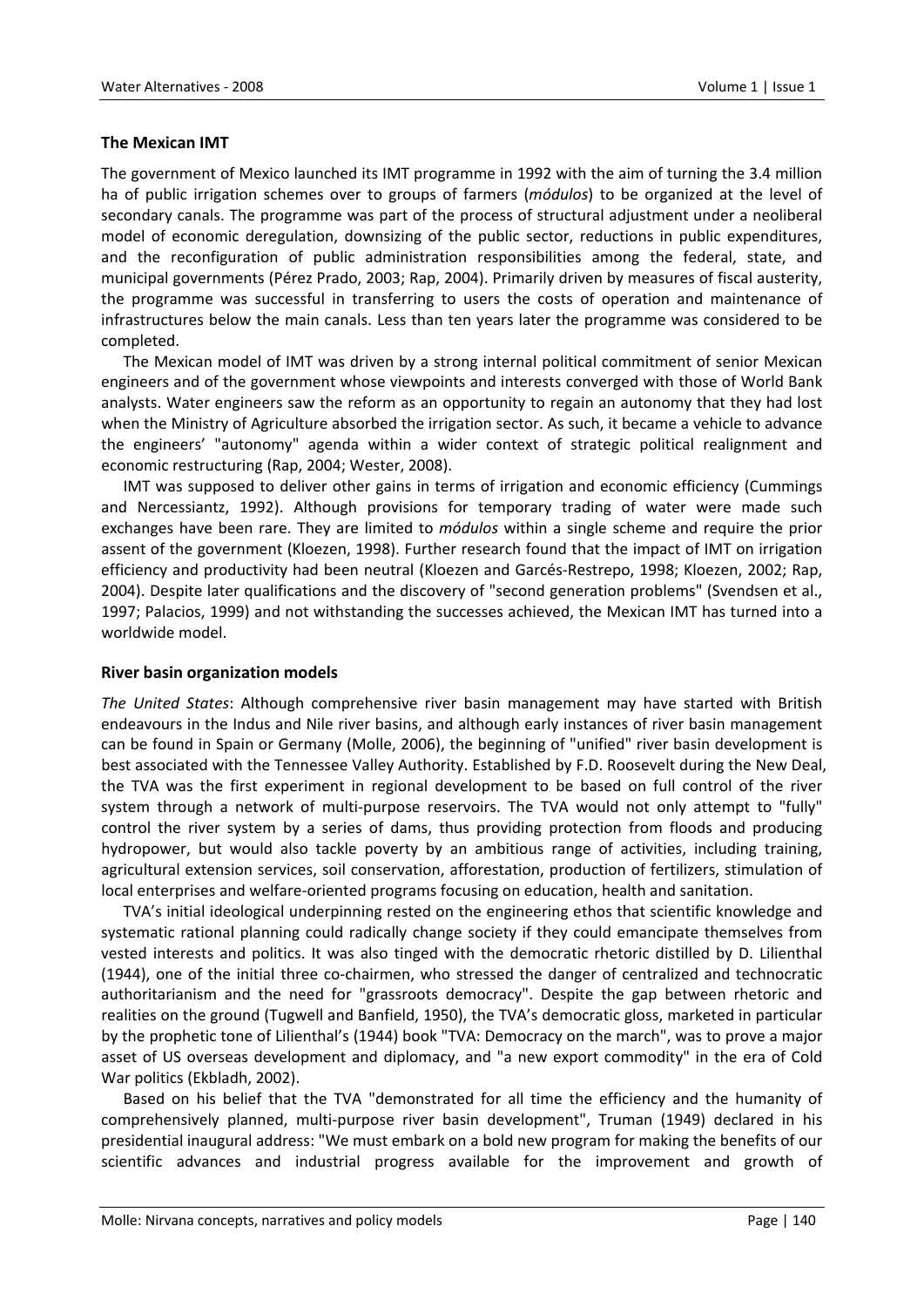### The Mexican IMT

The government of Mexico launched its IMT programme in 1992 with the aim of turning the 3.4 million ha of public irrigation schemes over to groups of farmers (*módulos*) to be organized at the level of secondary canals. The programme was part of the process of structural adjustment under a neoliberal model of economic deregulation, downsizing of the public sector, reductions in public expenditures, and the reconfiguration of public administration responsibilities among the federal, state, and municipal governments (Pérez Prado, 2003; Rap, 2004). Primarily driven by measures of fiscal austerity, the programme was successful in transferring to users the costs of operation and maintenance of infrastructures below the main canals. Less than ten years later the programme was considered to be completed.

The Mexican model of IMT was driven by a strong internal political commitment of senior Mexican engineers and of the government whose viewpoints and interests converged with those of World Bank analysts. Water engineers saw the reform as an opportunity to regain an autonomy that they had lost when the Ministry of Agriculture absorbed the irrigation sector. As such, it became a vehicle to advance the engineers' "autonomy" agenda within a wider context of strategic political realignment and economic restructuring (Rap, 2004; Wester, 2008).

IMT was supposed to deliver other gains in terms of irrigation and economic efficiency (Cummings and Nercessiantz, 1992). Although provisions for temporary trading of water were made such exchanges have been rare. They are limited to *módulos* within a single scheme and require the prior assent of the government (Kloezen, 1998). Further research found that the impact of IMT on irrigation efficiency and productivity had been neutral (Kloezen and Garcés-Restrepo, 1998; Kloezen, 2002; Rap, 2004). Despite later qualifications and the discovery of "second generation problems" (Svendsen et al., 1997; Palacios, 1999) and not withstanding the successes achieved, the Mexican IMT has turned into a worldwide model.

### River basin organization models

*The United States*: Although comprehensive river basin management may have started with British endeavours in the Indus and Nile river basins, and although early instances of river basin management can be found in Spain or Germany (Molle, 2006), the beginning of "unified" river basin development is best associated with the Tennessee Valley Authority. Established by F.D. Roosevelt during the New Deal, the TVA was the first experiment in regional development to be based on full control of the river system through a network of multi-purpose reservoirs. The TVA would not only attempt to "fully" control the river system by a series of dams, thus providing protection from floods and producing hydropower, but would also tackle poverty by an ambitious range of activities, including training, agricultural extension services, soil conservation, afforestation, production of fertilizers, stimulation of local enterprises and welfare-oriented programs focusing on education, health and sanitation.

TVA's initial ideological underpinning rested on the engineering ethos that scientific knowledge and systematic rational planning could radically change society if they could emancipate themselves from vested interests and politics. It was also tinged with the democratic rhetoric distilled by D. Lilienthal (1944), one of the initial three co-chairmen, who stressed the danger of centralized and technocratic authoritarianism and the need for "grassroots democracy". Despite the gap between rhetoric and realities on the ground (Tugwell and Banfield, 1950), the TVA's democratic gloss, marketed in particular by the prophetic tone of Lilienthal's (1944) book "TVA: Democracy on the march", was to prove a major asset of US overseas development and diplomacy, and "a new export commodity" in the era of Cold War politics (Ekbladh, 2002).

Based on his belief that the TVA "demonstrated for all time the efficiency and the humanity of comprehensively planned, multi-purpose river basin development", Truman (1949) declared in his presidential inaugural address: "We must embark on a bold new program for making the benefits of our scientific advances and industrial progress available for the improvement and growth of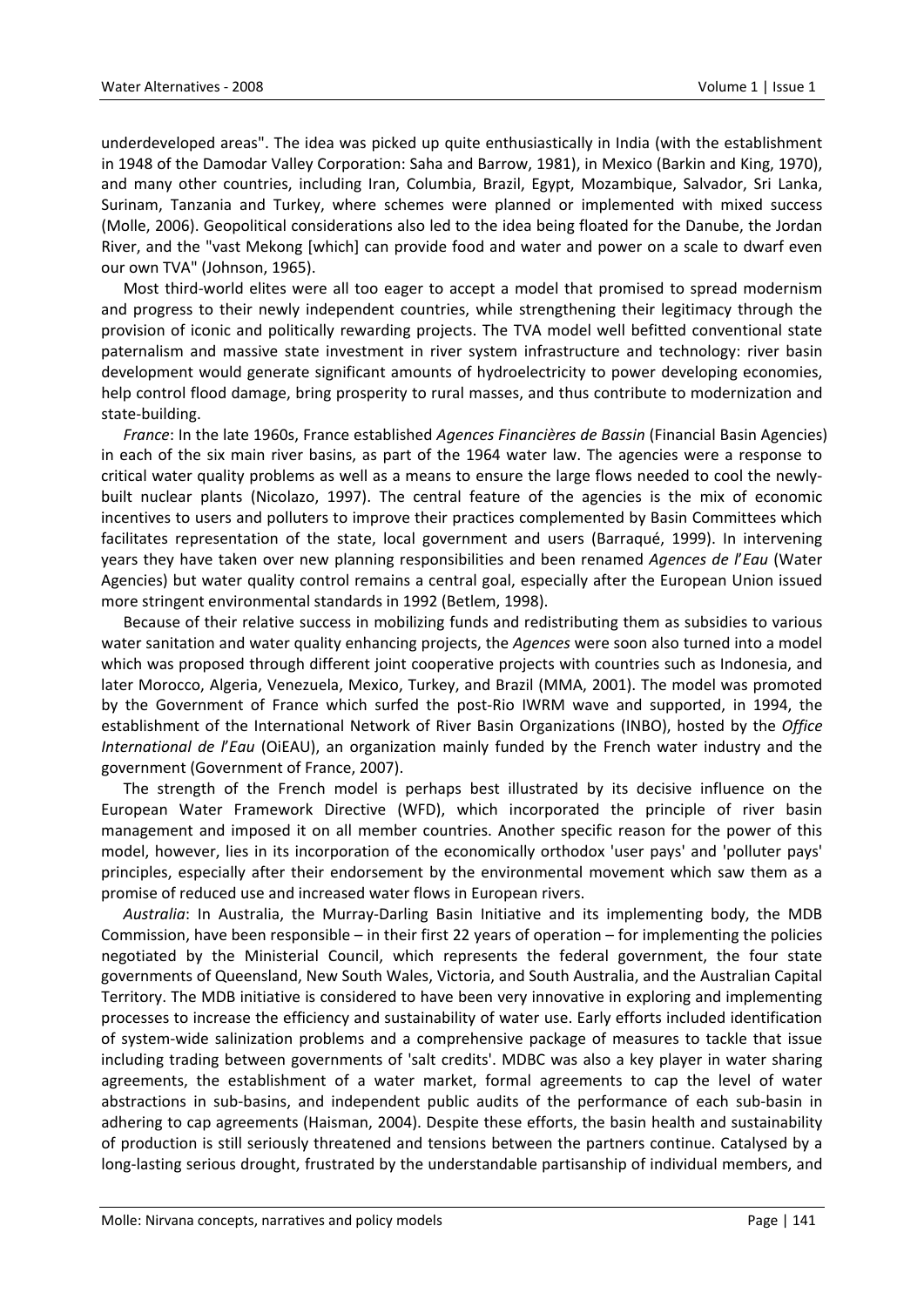underdeveloped areas". The idea was picked up quite enthusiastically in India (with the establishment in 1948 of the Damodar Valley Corporation: Saha and Barrow, 1981), in Mexico (Barkin and King, 1970), and many other countries, including Iran, Columbia, Brazil, Egypt, Mozambique, Salvador, Sri Lanka, Surinam, Tanzania and Turkey, where schemes were planned or implemented with mixed success (Molle, 2006). Geopolitical considerations also led to the idea being floated for the Danube, the Jordan River, and the "vast Mekong [which] can provide food and water and power on a scale to dwarf even our own TVA" (Johnson, 1965).

Most third-world elites were all too eager to accept a model that promised to spread modernism and progress to their newly independent countries, while strengthening their legitimacy through the provision of iconic and politically rewarding projects. The TVA model well befitted conventional state paternalism and massive state investment in river system infrastructure and technology: river basin development would generate significant amounts of hydroelectricity to power developing economies, help control flood damage, bring prosperity to rural masses, and thus contribute to modernization and state-building.

*France*: In the late 1960s, France established *Agences Financières de Bassin* (Financial Basin Agencies) in each of the six main river basins, as part of the 1964 water law. The agencies were a response to critical water quality problems as well as a means to ensure the large flows needed to cool the newly-built nuclear plants (Nicolazo, 1997). The central feature of the agencies is the mix of economic incentives to users and polluters to improve their practices complemented by Basin Committees which facilitates representation of the state, local government and users (Barraqué, 1999). In intervening years they have taken over new planning responsibilities and been renamed *Agences de l'Eau* (Water Agencies) but water quality control remains a central goal, especially after the European Union issued more stringent environmental standards in 1992 (Betlem, 1998).

Because of their relative success in mobilizing funds and redistributing them as subsidies to various water sanitation and water quality enhancing projects, the *Agences* were soon also turned into a model which was proposed through different joint cooperative projects with countries such as Indonesia, and later Morocco, Algeria, Venezuela, Mexico, Turkey, and Brazil (MMA, 2001). The model was promoted by the Government of France which surfed the post-Rio IWRM wave and supported, in 1994, the establishment of the International Network of River Basin Organizations (INBO), hosted by the *Office International de l'Eau* (OiEAU), an organization mainly funded by the French water industry and the government (Government of France, 2007).

The strength of the French model is perhaps best illustrated by its decisive influence on the European Water Framework Directive (WFD), which incorporated the principle of river basin management and imposed it on all member countries. Another specific reason for the power of this model, however, lies in its incorporation of the economically orthodox 'user pays' and 'polluter pays' principles, especially after their endorsement by the environmental movement which saw them as a promise of reduced use and increased water flows in European rivers.

*Australia*: In Australia, the Murray-Darling Basin Initiative and its implementing body, the MDB Commission, have been responsible – in their first 22 years of operation – for implementing the policies negotiated by the Ministerial Council, which represents the federal government, the four state governments of Queensland, New South Wales, Victoria, and South Australia, and the Australian Capital Territory. The MDB initiative is considered to have been very innovative in exploring and implementing processes to increase the efficiency and sustainability of water use. Early efforts included identification of system-wide salinization problems and a comprehensive package of measures to tackle that issue including trading between governments of 'salt credits'. MDBC was also a key player in water sharing agreements, the establishment of a water market, formal agreements to cap the level of water abstractions in sub-basins, and independent public audits of the performance of each sub-basin in adhering to cap agreements (Haisman, 2004). Despite these efforts, the basin health and sustainability of production is still seriously threatened and tensions between the partners continue. Catalysed by a long-lasting serious drought, frustrated by the understandable partisanship of individual members, and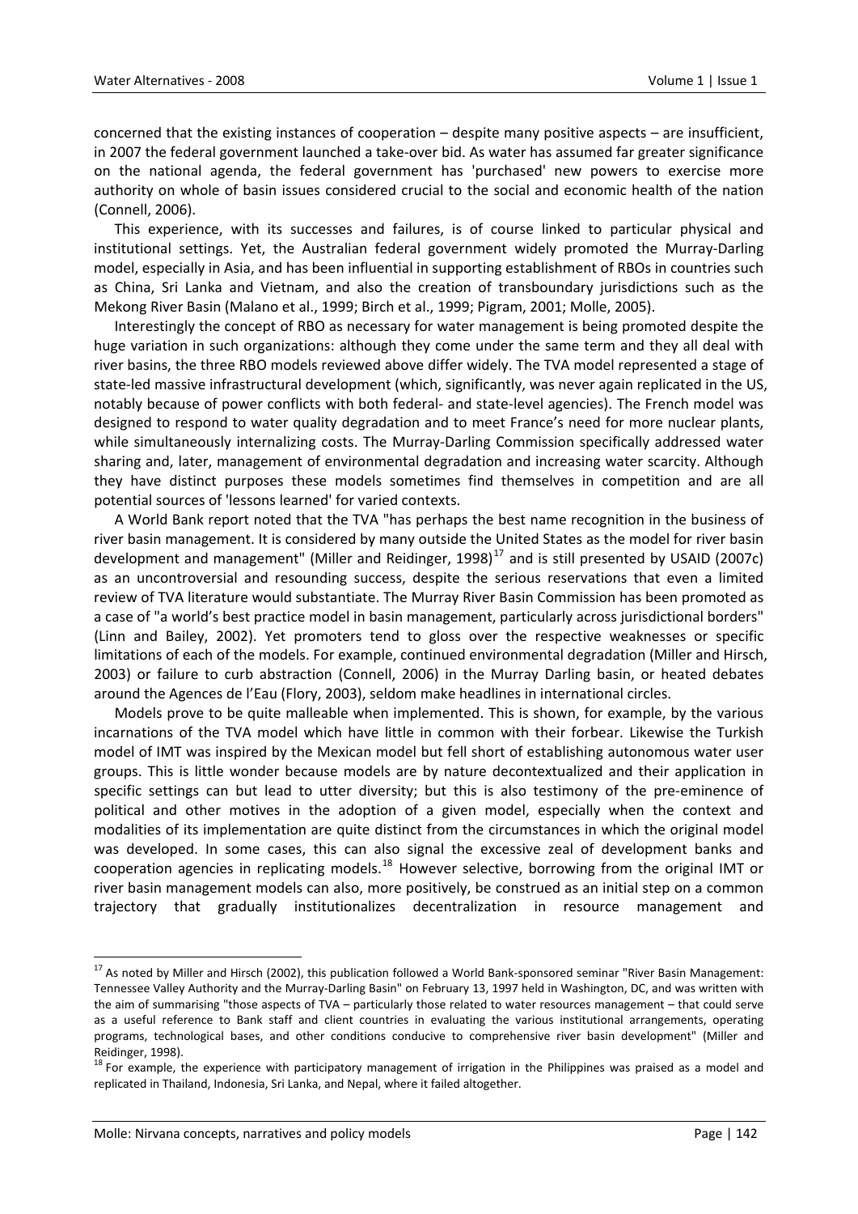concerned that the existing instances of cooperation – despite many positive aspects – are insufficient, in 2007 the federal government launched a take-over bid. As water has assumed far greater significance on the national agenda, the federal government has 'purchased' new powers to exercise more authority on whole of basin issues considered crucial to the social and economic health of the nation (Connell, 2006).

This experience, with its successes and failures, is of course linked to particular physical and institutional settings. Yet, the Australian federal government widely promoted the Murray-Darling model, especially in Asia, and has been influential in supporting establishment of RBOs in countries such as China, Sri Lanka and Vietnam, and also the creation of transboundary jurisdictions such as the Mekong River Basin (Malano et al., 1999; Birch et al., 1999; Pigram, 2001; Molle, 2005).

Interestingly the concept of RBO as necessary for water management is being promoted despite the huge variation in such organizations: although they come under the same term and they all deal with river basins, the three RBO models reviewed above differ widely. The TVA model represented a stage of state-led massive infrastructural development (which, significantly, was never again replicated in the US, notably because of power conflicts with both federal- and state-level agencies). The French model was designed to respond to water quality degradation and to meet France's need for more nuclear plants, while simultaneously internalizing costs. The Murray-Darling Commission specifically addressed water sharing and, later, management of environmental degradation and increasing water scarcity. Although they have distinct purposes these models sometimes find themselves in competition and are all potential sources of 'lessons learned' for varied contexts.

A World Bank report noted that the TVA "has perhaps the best name recognition in the business of river basin management. It is considered by many outside the United States as the model for river basin development and management" (Miller and Reidinger, 1998)[17] and is still presented by USAID (2007c) as an uncontroversial and resounding success, despite the serious reservations that even a limited review of TVA literature would substantiate. The Murray River Basin Commission has been promoted as a case of "a world's best practice model in basin management, particularly across jurisdictional borders" (Linn and Bailey, 2002). Yet promoters tend to gloss over the respective weaknesses or specific limitations of each of the models. For example, continued environmental degradation (Miller and Hirsch, 2003) or failure to curb abstraction (Connell, 2006) in the Murray Darling basin, or heated debates around the Agences de l'Eau (Flory, 2003), seldom make headlines in international circles.

Models prove to be quite malleable when implemented. This is shown, for example, by the various incarnations of the TVA model which have little in common with their forbear. Likewise the Turkish model of IMT was inspired by the Mexican model but fell short of establishing autonomous water user groups. This is little wonder because models are by nature decontextualized and their application in specific settings can but lead to utter diversity; but this is also testimony of the pre-eminence of political and other motives in the adoption of a given model, especially when the context and modalities of its implementation are quite distinct from the circumstances in which the original model was developed. In some cases, this can also signal the excessive zeal of development banks and cooperation agencies in replicating models.[18] However selective, borrowing from the original IMT or river basin management models can also, more positively, be construed as an initial step on a common trajectory that gradually institutionalizes decentralization in resource management and

---

[17] As noted by Miller and Hirsch (2002), this publication followed a World Bank-sponsored seminar "River Basin Management: Tennessee Valley Authority and the Murray-Darling Basin" on February 13, 1997 held in Washington, DC, and was written with the aim of summarising "those aspects of TVA – particularly those related to water resources management – that could serve as a useful reference to Bank staff and client countries in evaluating the various institutional arrangements, operating programs, technological bases, and other conditions conducive to comprehensive river basin development" (Miller and Reidinger, 1998).

[18] For example, the experience with participatory management of irrigation in the Philippines was praised as a model and replicated in Thailand, Indonesia, Sri Lanka, and Nepal, where it failed altogether.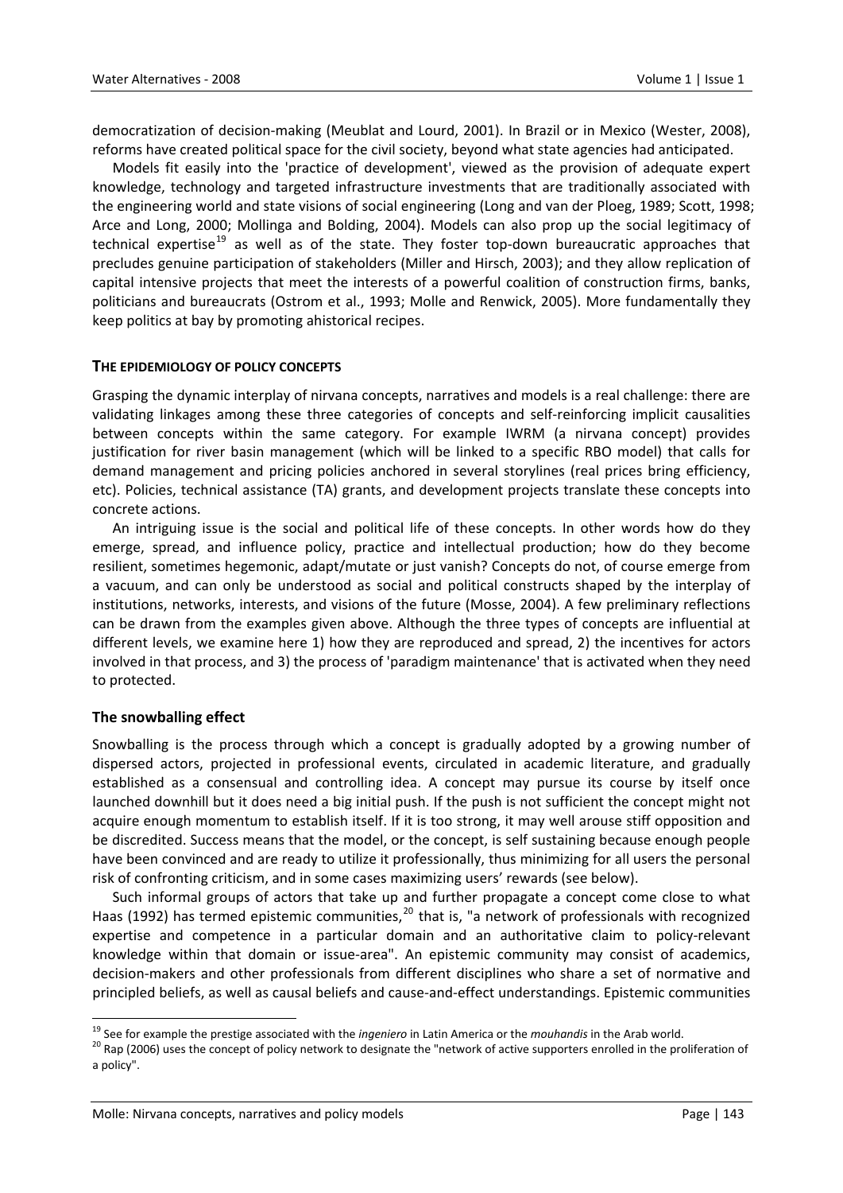democratization of decision-making (Meublat and Lourd, 2001). In Brazil or in Mexico (Wester, 2008), reforms have created political space for the civil society, beyond what state agencies had anticipated.

Models fit easily into the 'practice of development', viewed as the provision of adequate expert knowledge, technology and targeted infrastructure investments that are traditionally associated with the engineering world and state visions of social engineering (Long and van der Ploeg, 1989; Scott, 1998; Arce and Long, 2000; Mollinga and Bolding, 2004). Models can also prop up the social legitimacy of technical expertise[19] as well as of the state. They foster top-down bureaucratic approaches that precludes genuine participation of stakeholders (Miller and Hirsch, 2003); and they allow replication of capital intensive projects that meet the interests of a powerful coalition of construction firms, banks, politicians and bureaucrats (Ostrom et al., 1993; Molle and Renwick, 2005). More fundamentally they keep politics at bay by promoting ahistorical recipes.

## THE EPIDEMIOLOGY OF POLICY CONCEPTS

Grasping the dynamic interplay of nirvana concepts, narratives and models is a real challenge: there are validating linkages among these three categories of concepts and self-reinforcing implicit causalities between concepts within the same category. For example IWRM (a nirvana concept) provides justification for river basin management (which will be linked to a specific RBO model) that calls for demand management and pricing policies anchored in several storylines (real prices bring efficiency, etc). Policies, technical assistance (TA) grants, and development projects translate these concepts into concrete actions.

An intriguing issue is the social and political life of these concepts. In other words how do they emerge, spread, and influence policy, practice and intellectual production; how do they become resilient, sometimes hegemonic, adapt/mutate or just vanish? Concepts do not, of course emerge from a vacuum, and can only be understood as social and political constructs shaped by the interplay of institutions, networks, interests, and visions of the future (Mosse, 2004). A few preliminary reflections can be drawn from the examples given above. Although the three types of concepts are influential at different levels, we examine here 1) how they are reproduced and spread, 2) the incentives for actors involved in that process, and 3) the process of 'paradigm maintenance' that is activated when they need to protected.

### The snowballing effect

Snowballing is the process through which a concept is gradually adopted by a growing number of dispersed actors, projected in professional events, circulated in academic literature, and gradually established as a consensual and controlling idea. A concept may pursue its course by itself once launched downhill but it does need a big initial push. If the push is not sufficient the concept might not acquire enough momentum to establish itself. If it is too strong, it may well arouse stiff opposition and be discredited. Success means that the model, or the concept, is self sustaining because enough people have been convinced and are ready to utilize it professionally, thus minimizing for all users the personal risk of confronting criticism, and in some cases maximizing users' rewards (see below).

Such informal groups of actors that take up and further propagate a concept come close to what Haas (1992) has termed epistemic communities,[20] that is, "a network of professionals with recognized expertise and competence in a particular domain and an authoritative claim to policy-relevant knowledge within that domain or issue-area". An epistemic community may consist of academics, decision-makers and other professionals from different disciplines who share a set of normative and principled beliefs, as well as causal beliefs and cause-and-effect understandings. Epistemic communities

[19] See for example the prestige associated with the *ingeniero* in Latin America or the *mouhandis* in the Arab world.

[20] Rap (2006) uses the concept of policy network to designate the "network of active supporters enrolled in the proliferation of a policy".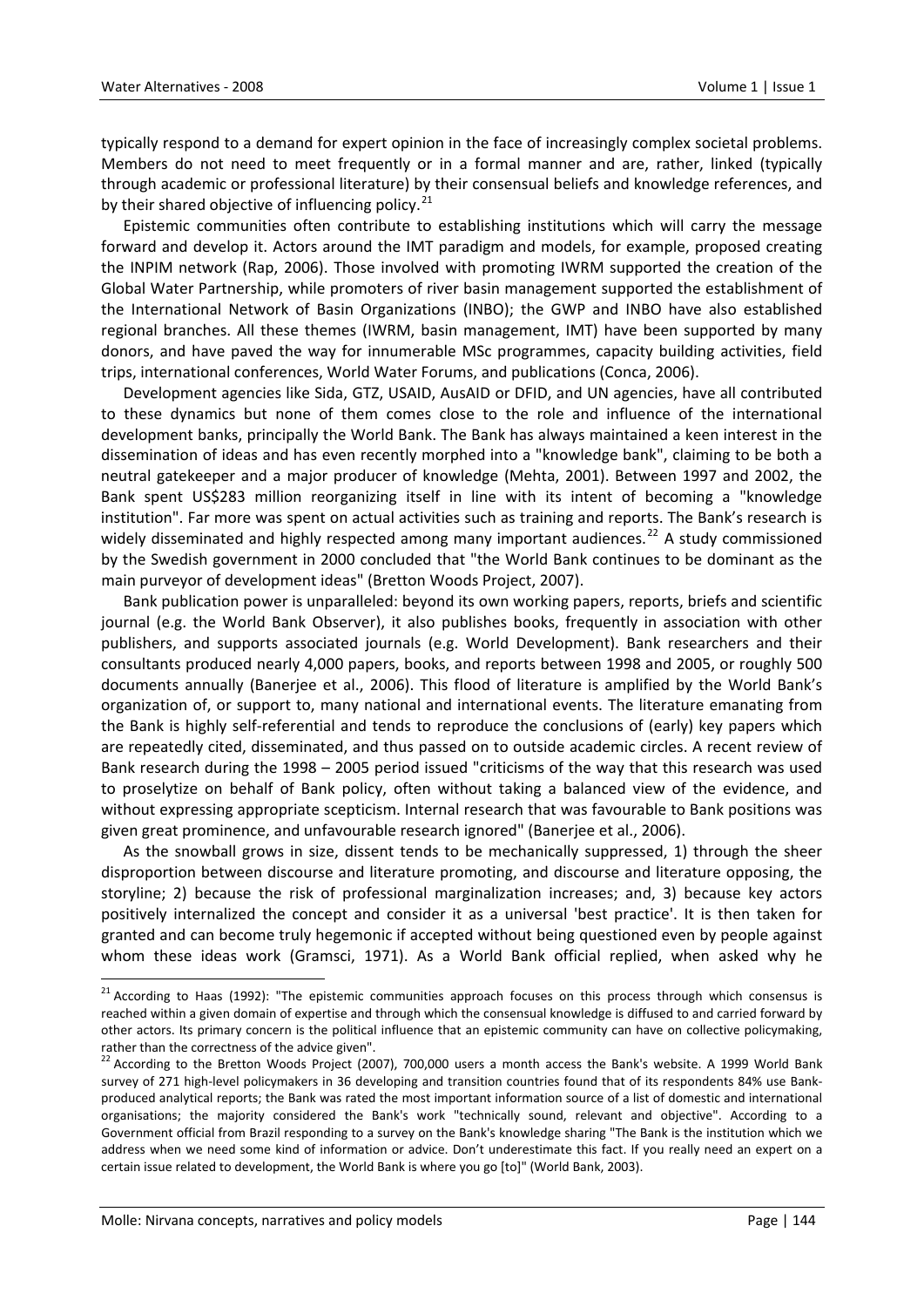typically respond to a demand for expert opinion in the face of increasingly complex societal problems. Members do not need to meet frequently or in a formal manner and are, rather, linked (typically through academic or professional literature) by their consensual beliefs and knowledge references, and by their shared objective of influencing policy.[21]

Epistemic communities often contribute to establishing institutions which will carry the message forward and develop it. Actors around the IMT paradigm and models, for example, proposed creating the INPIM network (Rap, 2006). Those involved with promoting IWRM supported the creation of the Global Water Partnership, while promoters of river basin management supported the establishment of the International Network of Basin Organizations (INBO); the GWP and INBO have also established regional branches. All these themes (IWRM, basin management, IMT) have been supported by many donors, and have paved the way for innumerable MSc programmes, capacity building activities, field trips, international conferences, World Water Forums, and publications (Conca, 2006).

Development agencies like Sida, GTZ, USAID, AusAID or DFID, and UN agencies, have all contributed to these dynamics but none of them comes close to the role and influence of the international development banks, principally the World Bank. The Bank has always maintained a keen interest in the dissemination of ideas and has even recently morphed into a "knowledge bank", claiming to be both a neutral gatekeeper and a major producer of knowledge (Mehta, 2001). Between 1997 and 2002, the Bank spent US$283 million reorganizing itself in line with its intent of becoming a "knowledge institution". Far more was spent on actual activities such as training and reports. The Bank's research is widely disseminated and highly respected among many important audiences.[22] A study commissioned by the Swedish government in 2000 concluded that "the World Bank continues to be dominant as the main purveyor of development ideas" (Bretton Woods Project, 2007).

Bank publication power is unparalleled: beyond its own working papers, reports, briefs and scientific journal (e.g. the World Bank Observer), it also publishes books, frequently in association with other publishers, and supports associated journals (e.g. World Development). Bank researchers and their consultants produced nearly 4,000 papers, books, and reports between 1998 and 2005, or roughly 500 documents annually (Banerjee et al., 2006). This flood of literature is amplified by the World Bank's organization of, or support to, many national and international events. The literature emanating from the Bank is highly self-referential and tends to reproduce the conclusions of (early) key papers which are repeatedly cited, disseminated, and thus passed on to outside academic circles. A recent review of Bank research during the 1998 – 2005 period issued "criticisms of the way that this research was used to proselytize on behalf of Bank policy, often without taking a balanced view of the evidence, and without expressing appropriate scepticism. Internal research that was favourable to Bank positions was given great prominence, and unfavourable research ignored" (Banerjee et al., 2006).

As the snowball grows in size, dissent tends to be mechanically suppressed, 1) through the sheer disproportion between discourse and literature promoting, and discourse and literature opposing, the storyline; 2) because the risk of professional marginalization increases; and, 3) because key actors positively internalized the concept and consider it as a universal 'best practice'. It is then taken for granted and can become truly hegemonic if accepted without being questioned even by people against whom these ideas work (Gramsci, 1971). As a World Bank official replied, when asked why he

---

[21] According to Haas (1992): "The epistemic communities approach focuses on this process through which consensus is reached within a given domain of expertise and through which the consensual knowledge is diffused to and carried forward by other actors. Its primary concern is the political influence that an epistemic community can have on collective policymaking, rather than the correctness of the advice given".

[22] According to the Bretton Woods Project (2007), 700,000 users a month access the Bank's website. A 1999 World Bank survey of 271 high-level policymakers in 36 developing and transition countries found that of its respondents 84% use Bank-produced analytical reports; the Bank was rated the most important information source of a list of domestic and international organisations; the majority considered the Bank's work "technically sound, relevant and objective". According to a Government official from Brazil responding to a survey on the Bank's knowledge sharing "The Bank is the institution which we address when we need some kind of information or advice. Don't underestimate this fact. If you really need an expert on a certain issue related to development, the World Bank is where you go [to]" (World Bank, 2003).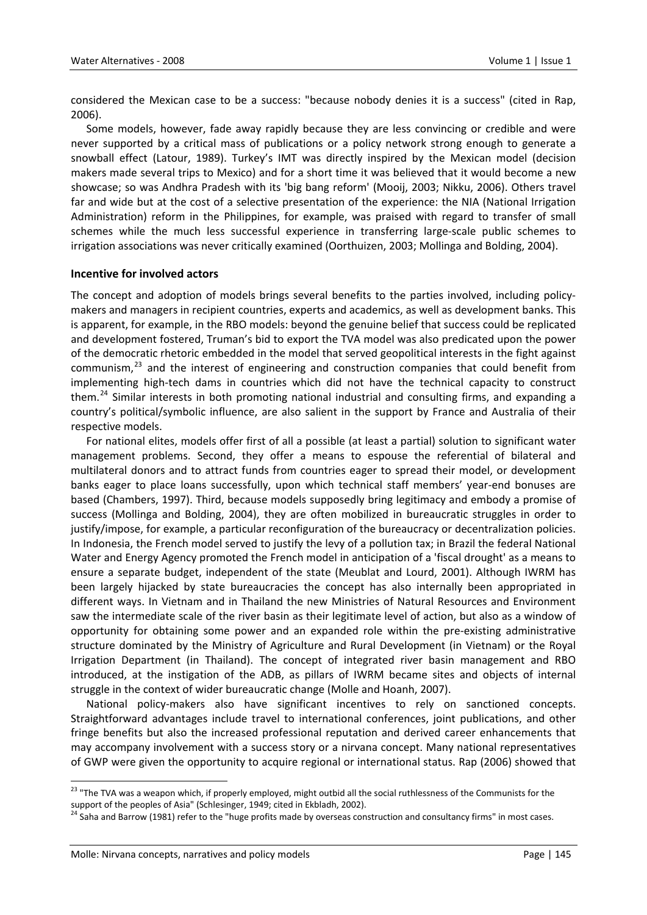considered the Mexican case to be a success: "because nobody denies it is a success" (cited in Rap, 2006).

Some models, however, fade away rapidly because they are less convincing or credible and were never supported by a critical mass of publications or a policy network strong enough to generate a snowball effect (Latour, 1989). Turkey's IMT was directly inspired by the Mexican model (decision makers made several trips to Mexico) and for a short time it was believed that it would become a new showcase; so was Andhra Pradesh with its 'big bang reform' (Mooij, 2003; Nikku, 2006). Others travel far and wide but at the cost of a selective presentation of the experience: the NIA (National Irrigation Administration) reform in the Philippines, for example, was praised with regard to transfer of small schemes while the much less successful experience in transferring large-scale public schemes to irrigation associations was never critically examined (Oorthuizen, 2003; Mollinga and Bolding, 2004).

### Incentive for involved actors

The concept and adoption of models brings several benefits to the parties involved, including policy-makers and managers in recipient countries, experts and academics, as well as development banks. This is apparent, for example, in the RBO models: beyond the genuine belief that success could be replicated and development fostered, Truman's bid to export the TVA model was also predicated upon the power of the democratic rhetoric embedded in the model that served geopolitical interests in the fight against communism,[23] and the interest of engineering and construction companies that could benefit from implementing high-tech dams in countries which did not have the technical capacity to construct them.[24] Similar interests in both promoting national industrial and consulting firms, and expanding a country's political/symbolic influence, are also salient in the support by France and Australia of their respective models.

For national elites, models offer first of all a possible (at least a partial) solution to significant water management problems. Second, they offer a means to espouse the referential of bilateral and multilateral donors and to attract funds from countries eager to spread their model, or development banks eager to place loans successfully, upon which technical staff members' year-end bonuses are based (Chambers, 1997). Third, because models supposedly bring legitimacy and embody a promise of success (Mollinga and Bolding, 2004), they are often mobilized in bureaucratic struggles in order to justify/impose, for example, a particular reconfiguration of the bureaucracy or decentralization policies. In Indonesia, the French model served to justify the levy of a pollution tax; in Brazil the federal National Water and Energy Agency promoted the French model in anticipation of a 'fiscal drought' as a means to ensure a separate budget, independent of the state (Meublat and Lourd, 2001). Although IWRM has been largely hijacked by state bureaucracies the concept has also internally been appropriated in different ways. In Vietnam and in Thailand the new Ministries of Natural Resources and Environment saw the intermediate scale of the river basin as their legitimate level of action, but also as a window of opportunity for obtaining some power and an expanded role within the pre-existing administrative structure dominated by the Ministry of Agriculture and Rural Development (in Vietnam) or the Royal Irrigation Department (in Thailand). The concept of integrated river basin management and RBO introduced, at the instigation of the ADB, as pillars of IWRM became sites and objects of internal struggle in the context of wider bureaucratic change (Molle and Hoanh, 2007).

National policy-makers also have significant incentives to rely on sanctioned concepts. Straightforward advantages include travel to international conferences, joint publications, and other fringe benefits but also the increased professional reputation and derived career enhancements that may accompany involvement with a success story or a nirvana concept. Many national representatives of GWP were given the opportunity to acquire regional or international status. Rap (2006) showed that

---

[23] "The TVA was a weapon which, if properly employed, might outbid all the social ruthlessness of the Communists for the support of the peoples of Asia" (Schlesinger, 1949; cited in Ekbladh, 2002).

[24] Saha and Barrow (1981) refer to the "huge profits made by overseas construction and consultancy firms" in most cases.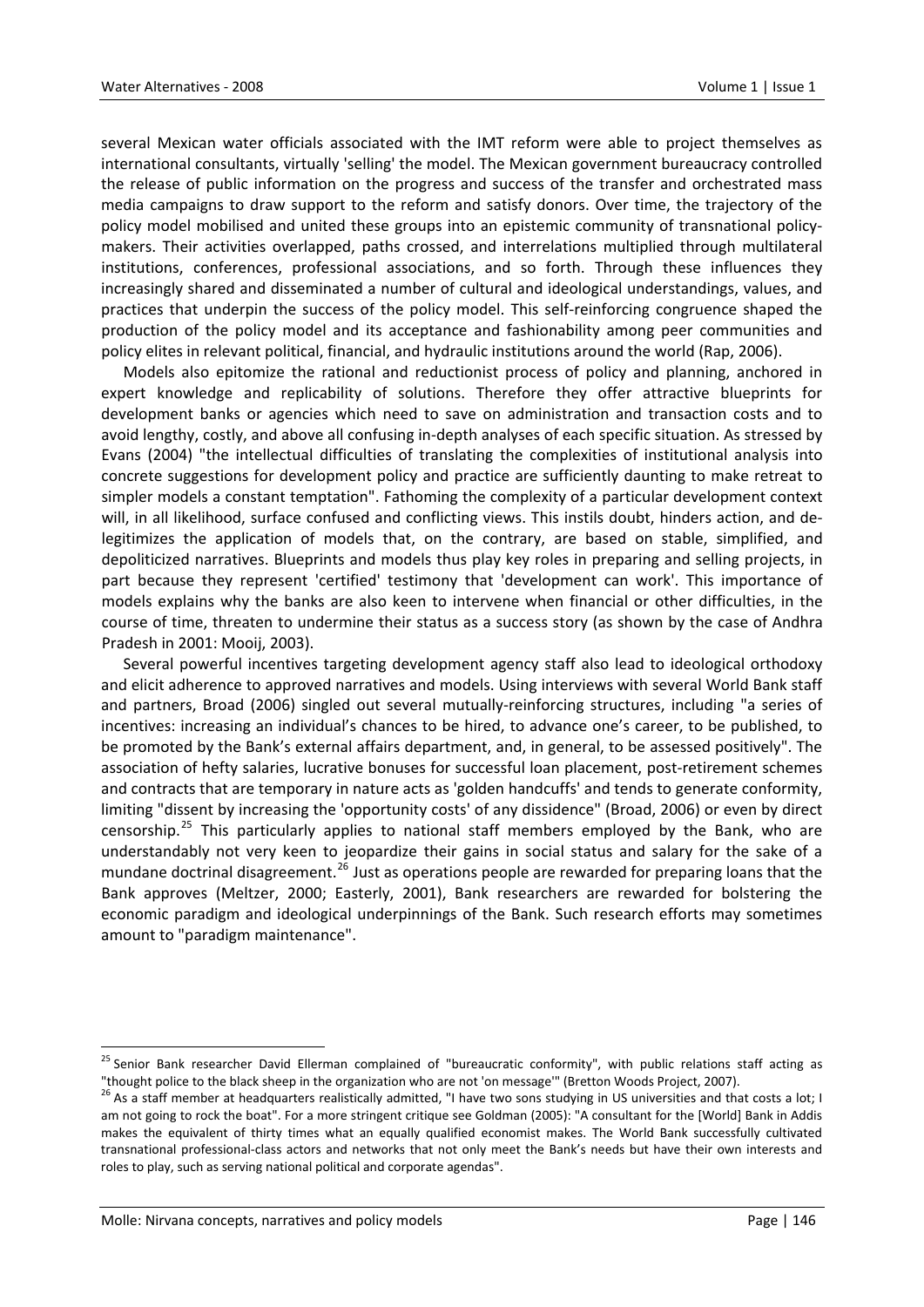several Mexican water officials associated with the IMT reform were able to project themselves as international consultants, virtually 'selling' the model. The Mexican government bureaucracy controlled the release of public information on the progress and success of the transfer and orchestrated mass media campaigns to draw support to the reform and satisfy donors. Over time, the trajectory of the policy model mobilised and united these groups into an epistemic community of transnational policy-makers. Their activities overlapped, paths crossed, and interrelations multiplied through multilateral institutions, conferences, professional associations, and so forth. Through these influences they increasingly shared and disseminated a number of cultural and ideological understandings, values, and practices that underpin the success of the policy model. This self-reinforcing congruence shaped the production of the policy model and its acceptance and fashionability among peer communities and policy elites in relevant political, financial, and hydraulic institutions around the world (Rap, 2006).

Models also epitomize the rational and reductionist process of policy and planning, anchored in expert knowledge and replicability of solutions. Therefore they offer attractive blueprints for development banks or agencies which need to save on administration and transaction costs and to avoid lengthy, costly, and above all confusing in-depth analyses of each specific situation. As stressed by Evans (2004) "the intellectual difficulties of translating the complexities of institutional analysis into concrete suggestions for development policy and practice are sufficiently daunting to make retreat to simpler models a constant temptation". Fathoming the complexity of a particular development context will, in all likelihood, surface confused and conflicting views. This instils doubt, hinders action, and de-legitimizes the application of models that, on the contrary, are based on stable, simplified, and depoliticized narratives. Blueprints and models thus play key roles in preparing and selling projects, in part because they represent 'certified' testimony that 'development can work'. This importance of models explains why the banks are also keen to intervene when financial or other difficulties, in the course of time, threaten to undermine their status as a success story (as shown by the case of Andhra Pradesh in 2001: Mooij, 2003).

Several powerful incentives targeting development agency staff also lead to ideological orthodoxy and elicit adherence to approved narratives and models. Using interviews with several World Bank staff and partners, Broad (2006) singled out several mutually-reinforcing structures, including "a series of incentives: increasing an individual's chances to be hired, to advance one's career, to be published, to be promoted by the Bank's external affairs department, and, in general, to be assessed positively". The association of hefty salaries, lucrative bonuses for successful loan placement, post-retirement schemes and contracts that are temporary in nature acts as 'golden handcuffs' and tends to generate conformity, limiting "dissent by increasing the 'opportunity costs' of any dissidence" (Broad, 2006) or even by direct censorship.[25] This particularly applies to national staff members employed by the Bank, who are understandably not very keen to jeopardize their gains in social status and salary for the sake of a mundane doctrinal disagreement.[26] Just as operations people are rewarded for preparing loans that the Bank approves (Meltzer, 2000; Easterly, 2001), Bank researchers are rewarded for bolstering the economic paradigm and ideological underpinnings of the Bank. Such research efforts may sometimes amount to "paradigm maintenance".

---

[25] Senior Bank researcher David Ellerman complained of "bureaucratic conformity", with public relations staff acting as "thought police to the black sheep in the organization who are not 'on message'" (Bretton Woods Project, 2007).

[26] As a staff member at headquarters realistically admitted, "I have two sons studying in US universities and that costs a lot; I am not going to rock the boat". For a more stringent critique see Goldman (2005): "A consultant for the [World] Bank in Addis makes the equivalent of thirty times what an equally qualified economist makes. The World Bank successfully cultivated transnational professional-class actors and networks that not only meet the Bank's needs but have their own interests and roles to play, such as serving national political and corporate agendas".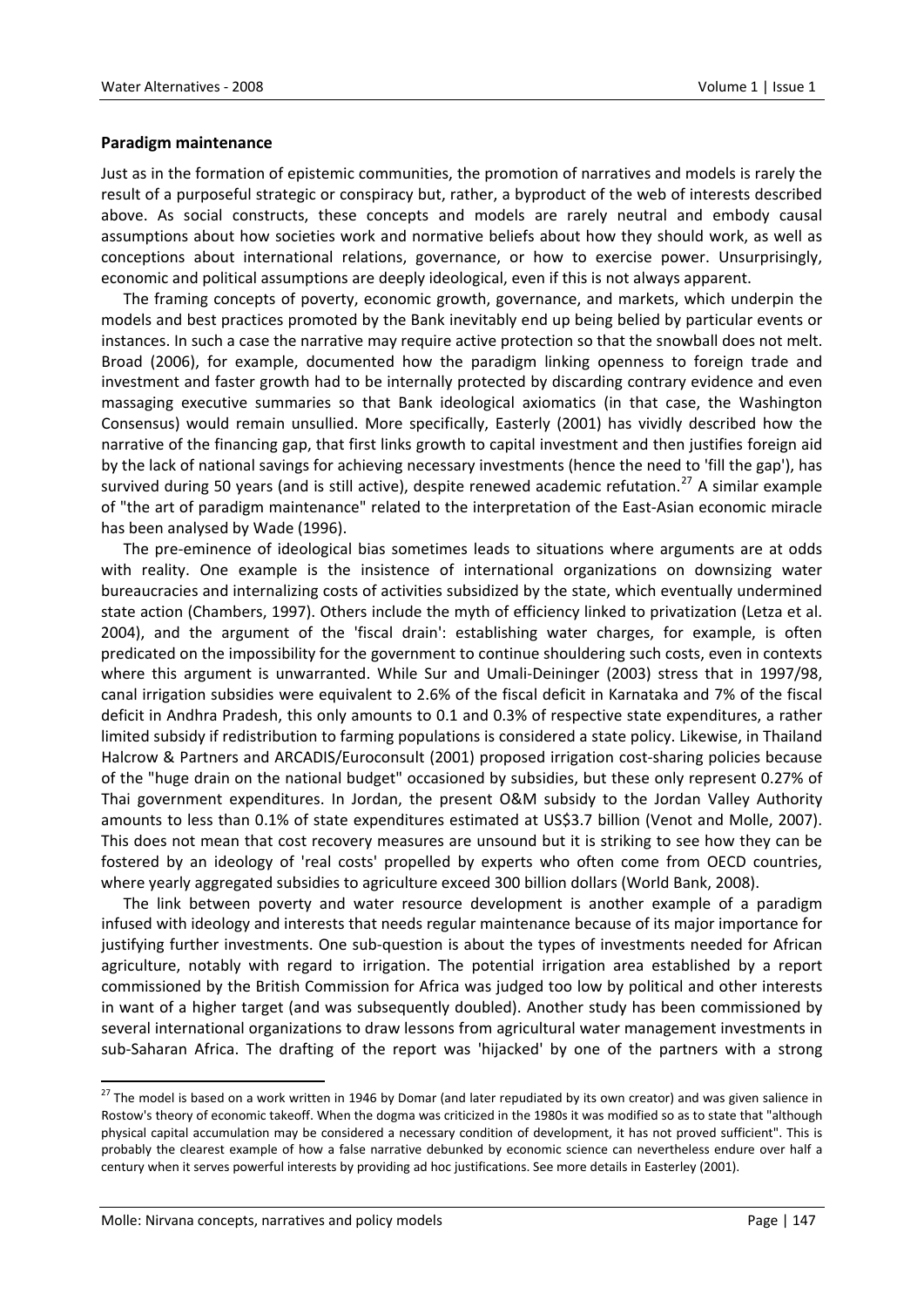**Paradigm maintenance**

Just as in the formation of epistemic communities, the promotion of narratives and models is rarely the result of a purposeful strategic or conspiracy but, rather, a byproduct of the web of interests described above. As social constructs, these concepts and models are rarely neutral and embody causal assumptions about how societies work and normative beliefs about how they should work, as well as conceptions about international relations, governance, or how to exercise power. Unsurprisingly, economic and political assumptions are deeply ideological, even if this is not always apparent.

The framing concepts of poverty, economic growth, governance, and markets, which underpin the models and best practices promoted by the Bank inevitably end up being belied by particular events or instances. In such a case the narrative may require active protection so that the snowball does not melt. Broad (2006), for example, documented how the paradigm linking openness to foreign trade and investment and faster growth had to be internally protected by discarding contrary evidence and even massaging executive summaries so that Bank ideological axiomatics (in that case, the Washington Consensus) would remain unsullied. More specifically, Easterly (2001) has vividly described how the narrative of the financing gap, that first links growth to capital investment and then justifies foreign aid by the lack of national savings for achieving necessary investments (hence the need to 'fill the gap'), has survived during 50 years (and is still active), despite renewed academic refutation.[27] A similar example of "the art of paradigm maintenance" related to the interpretation of the East-Asian economic miracle has been analysed by Wade (1996).

The pre-eminence of ideological bias sometimes leads to situations where arguments are at odds with reality. One example is the insistence of international organizations on downsizing water bureaucracies and internalizing costs of activities subsidized by the state, which eventually undermined state action (Chambers, 1997). Others include the myth of efficiency linked to privatization (Letza et al. 2004), and the argument of the 'fiscal drain': establishing water charges, for example, is often predicated on the impossibility for the government to continue shouldering such costs, even in contexts where this argument is unwarranted. While Sur and Umali-Deininger (2003) stress that in 1997/98, canal irrigation subsidies were equivalent to 2.6% of the fiscal deficit in Karnataka and 7% of the fiscal deficit in Andhra Pradesh, this only amounts to 0.1 and 0.3% of respective state expenditures, a rather limited subsidy if redistribution to farming populations is considered a state policy. Likewise, in Thailand Halcrow & Partners and ARCADIS/Euroconsult (2001) proposed irrigation cost-sharing policies because of the "huge drain on the national budget" occasioned by subsidies, but these only represent 0.27% of Thai government expenditures. In Jordan, the present O&M subsidy to the Jordan Valley Authority amounts to less than 0.1% of state expenditures estimated at US$3.7 billion (Venot and Molle, 2007). This does not mean that cost recovery measures are unsound but it is striking to see how they can be fostered by an ideology of 'real costs' propelled by experts who often come from OECD countries, where yearly aggregated subsidies to agriculture exceed 300 billion dollars (World Bank, 2008).

The link between poverty and water resource development is another example of a paradigm infused with ideology and interests that needs regular maintenance because of its major importance for justifying further investments. One sub-question is about the types of investments needed for African agriculture, notably with regard to irrigation. The potential irrigation area established by a report commissioned by the British Commission for Africa was judged too low by political and other interests in want of a higher target (and was subsequently doubled). Another study has been commissioned by several international organizations to draw lessons from agricultural water management investments in sub-Saharan Africa. The drafting of the report was 'hijacked' by one of the partners with a strong

[27] The model is based on a work written in 1946 by Domar (and later repudiated by its own creator) and was given salience in Rostow's theory of economic takeoff. When the dogma was criticized in the 1980s it was modified so as to state that "although physical capital accumulation may be considered a necessary condition of development, it has not proved sufficient". This is probably the clearest example of how a false narrative debunked by economic science can nevertheless endure over half a century when it serves powerful interests by providing ad hoc justifications. See more details in Easterley (2001).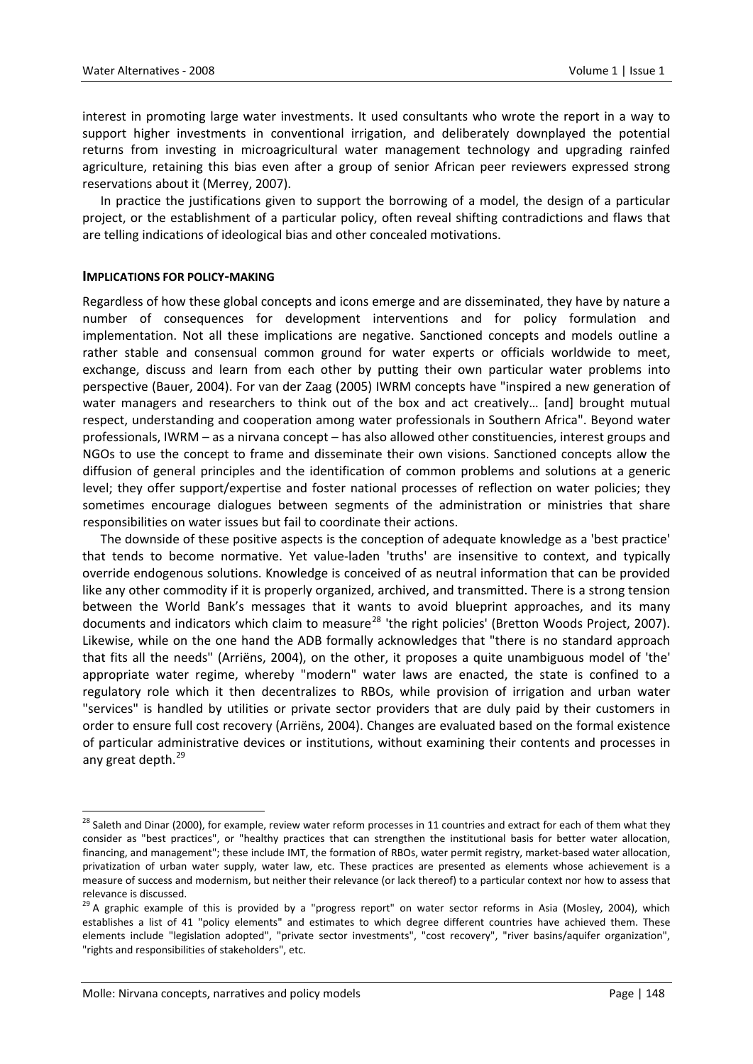interest in promoting large water investments. It used consultants who wrote the report in a way to support higher investments in conventional irrigation, and deliberately downplayed the potential returns from investing in microagricultural water management technology and upgrading rainfed agriculture, retaining this bias even after a group of senior African peer reviewers expressed strong reservations about it (Merrey, 2007).

In practice the justifications given to support the borrowing of a model, the design of a particular project, or the establishment of a particular policy, often reveal shifting contradictions and flaws that are telling indications of ideological bias and other concealed motivations.

## IMPLICATIONS FOR POLICY-MAKING

Regardless of how these global concepts and icons emerge and are disseminated, they have by nature a number of consequences for development interventions and for policy formulation and implementation. Not all these implications are negative. Sanctioned concepts and models outline a rather stable and consensual common ground for water experts or officials worldwide to meet, exchange, discuss and learn from each other by putting their own particular water problems into perspective (Bauer, 2004). For van der Zaag (2005) IWRM concepts have "inspired a new generation of water managers and researchers to think out of the box and act creatively… [and] brought mutual respect, understanding and cooperation among water professionals in Southern Africa". Beyond water professionals, IWRM – as a nirvana concept – has also allowed other constituencies, interest groups and NGOs to use the concept to frame and disseminate their own visions. Sanctioned concepts allow the diffusion of general principles and the identification of common problems and solutions at a generic level; they offer support/expertise and foster national processes of reflection on water policies; they sometimes encourage dialogues between segments of the administration or ministries that share responsibilities on water issues but fail to coordinate their actions.

The downside of these positive aspects is the conception of adequate knowledge as a 'best practice' that tends to become normative. Yet value-laden 'truths' are insensitive to context, and typically override endogenous solutions. Knowledge is conceived of as neutral information that can be provided like any other commodity if it is properly organized, archived, and transmitted. There is a strong tension between the World Bank's messages that it wants to avoid blueprint approaches, and its many documents and indicators which claim to measure[28] 'the right policies' (Bretton Woods Project, 2007). Likewise, while on the one hand the ADB formally acknowledges that "there is no standard approach that fits all the needs" (Arriëns, 2004), on the other, it proposes a quite unambiguous model of 'the' appropriate water regime, whereby "modern" water laws are enacted, the state is confined to a regulatory role which it then decentralizes to RBOs, while provision of irrigation and urban water "services" is handled by utilities or private sector providers that are duly paid by their customers in order to ensure full cost recovery (Arriëns, 2004). Changes are evaluated based on the formal existence of particular administrative devices or institutions, without examining their contents and processes in any great depth.[29]

---

[28] Saleth and Dinar (2000), for example, review water reform processes in 11 countries and extract for each of them what they consider as "best practices", or "healthy practices that can strengthen the institutional basis for better water allocation, financing, and management"; these include IMT, the formation of RBOs, water permit registry, market-based water allocation, privatization of urban water supply, water law, etc. These practices are presented as elements whose achievement is a measure of success and modernism, but neither their relevance (or lack thereof) to a particular context nor how to assess that relevance is discussed.

[29] A graphic example of this is provided by a "progress report" on water sector reforms in Asia (Mosley, 2004), which establishes a list of 41 "policy elements" and estimates to which degree different countries have achieved them. These elements include "legislation adopted", "private sector investments", "cost recovery", "river basins/aquifer organization", "rights and responsibilities of stakeholders", etc.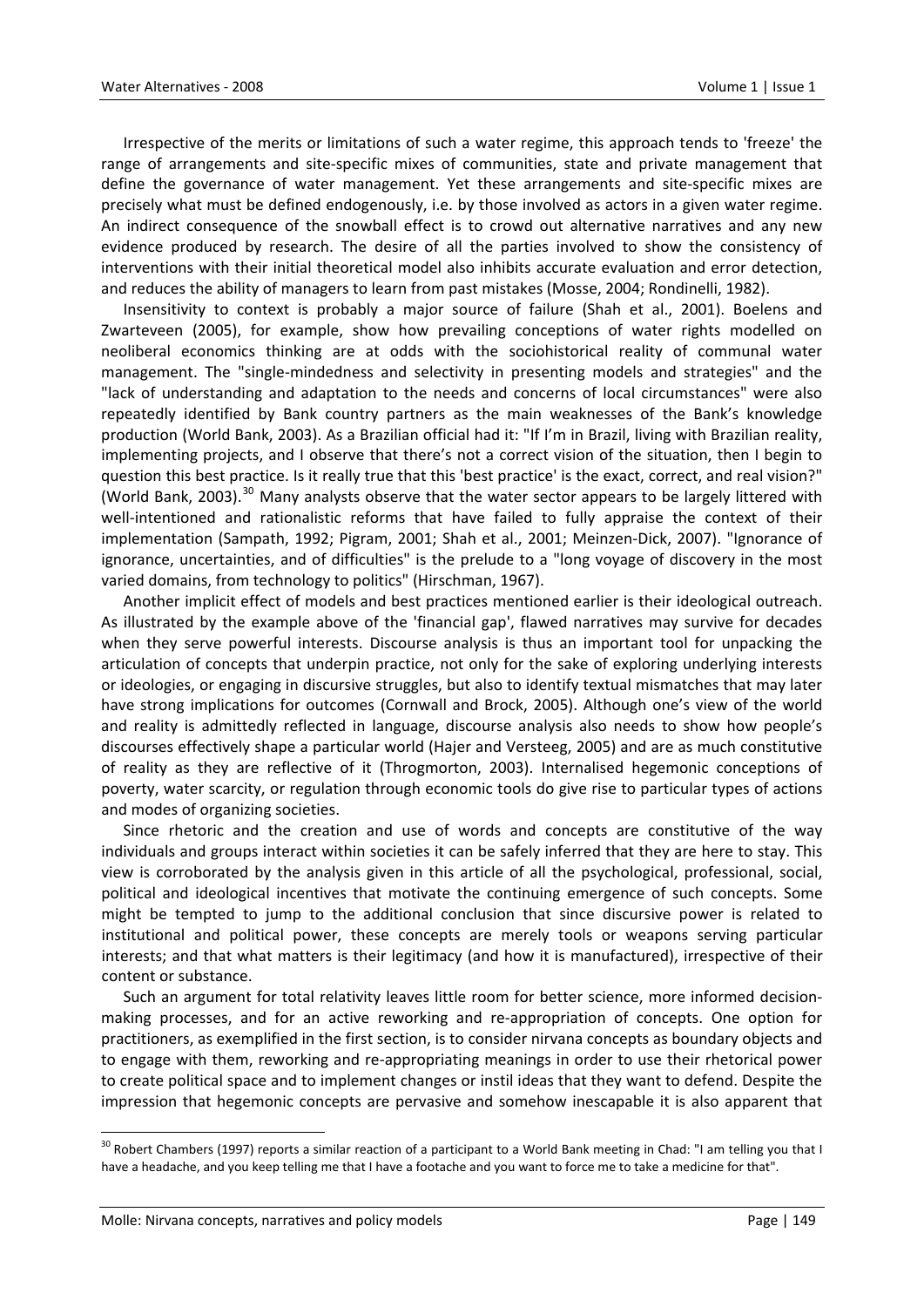Irrespective of the merits or limitations of such a water regime, this approach tends to 'freeze' the range of arrangements and site-specific mixes of communities, state and private management that define the governance of water management. Yet these arrangements and site-specific mixes are precisely what must be defined endogenously, i.e. by those involved as actors in a given water regime. An indirect consequence of the snowball effect is to crowd out alternative narratives and any new evidence produced by research. The desire of all the parties involved to show the consistency of interventions with their initial theoretical model also inhibits accurate evaluation and error detection, and reduces the ability of managers to learn from past mistakes (Mosse, 2004; Rondinelli, 1982).

Insensitivity to context is probably a major source of failure (Shah et al., 2001). Boelens and Zwarteveen (2005), for example, show how prevailing conceptions of water rights modelled on neoliberal economics thinking are at odds with the sociohistorical reality of communal water management. The "single-mindedness and selectivity in presenting models and strategies" and the "lack of understanding and adaptation to the needs and concerns of local circumstances" were also repeatedly identified by Bank country partners as the main weaknesses of the Bank's knowledge production (World Bank, 2003). As a Brazilian official had it: "If I'm in Brazil, living with Brazilian reality, implementing projects, and I observe that there's not a correct vision of the situation, then I begin to question this best practice. Is it really true that this 'best practice' is the exact, correct, and real vision?" (World Bank, 2003).[30] Many analysts observe that the water sector appears to be largely littered with well-intentioned and rationalistic reforms that have failed to fully appraise the context of their implementation (Sampath, 1992; Pigram, 2001; Shah et al., 2001; Meinzen-Dick, 2007). "Ignorance of ignorance, uncertainties, and of difficulties" is the prelude to a "long voyage of discovery in the most varied domains, from technology to politics" (Hirschman, 1967).

Another implicit effect of models and best practices mentioned earlier is their ideological outreach. As illustrated by the example above of the 'financial gap', flawed narratives may survive for decades when they serve powerful interests. Discourse analysis is thus an important tool for unpacking the articulation of concepts that underpin practice, not only for the sake of exploring underlying interests or ideologies, or engaging in discursive struggles, but also to identify textual mismatches that may later have strong implications for outcomes (Cornwall and Brock, 2005). Although one's view of the world and reality is admittedly reflected in language, discourse analysis also needs to show how people's discourses effectively shape a particular world (Hajer and Versteeg, 2005) and are as much constitutive of reality as they are reflective of it (Throgmorton, 2003). Internalised hegemonic conceptions of poverty, water scarcity, or regulation through economic tools do give rise to particular types of actions and modes of organizing societies.

Since rhetoric and the creation and use of words and concepts are constitutive of the way individuals and groups interact within societies it can be safely inferred that they are here to stay. This view is corroborated by the analysis given in this article of all the psychological, professional, social, political and ideological incentives that motivate the continuing emergence of such concepts. Some might be tempted to jump to the additional conclusion that since discursive power is related to institutional and political power, these concepts are merely tools or weapons serving particular interests; and that what matters is their legitimacy (and how it is manufactured), irrespective of their content or substance.

Such an argument for total relativity leaves little room for better science, more informed decision-making processes, and for an active reworking and re-appropriation of concepts. One option for practitioners, as exemplified in the first section, is to consider nirvana concepts as boundary objects and to engage with them, reworking and re-appropriating meanings in order to use their rhetorical power to create political space and to implement changes or instil ideas that they want to defend. Despite the impression that hegemonic concepts are pervasive and somehow inescapable it is also apparent that

---

[30] Robert Chambers (1997) reports a similar reaction of a participant to a World Bank meeting in Chad: "I am telling you that I have a headache, and you keep telling me that I have a footache and you want to force me to take a medicine for that".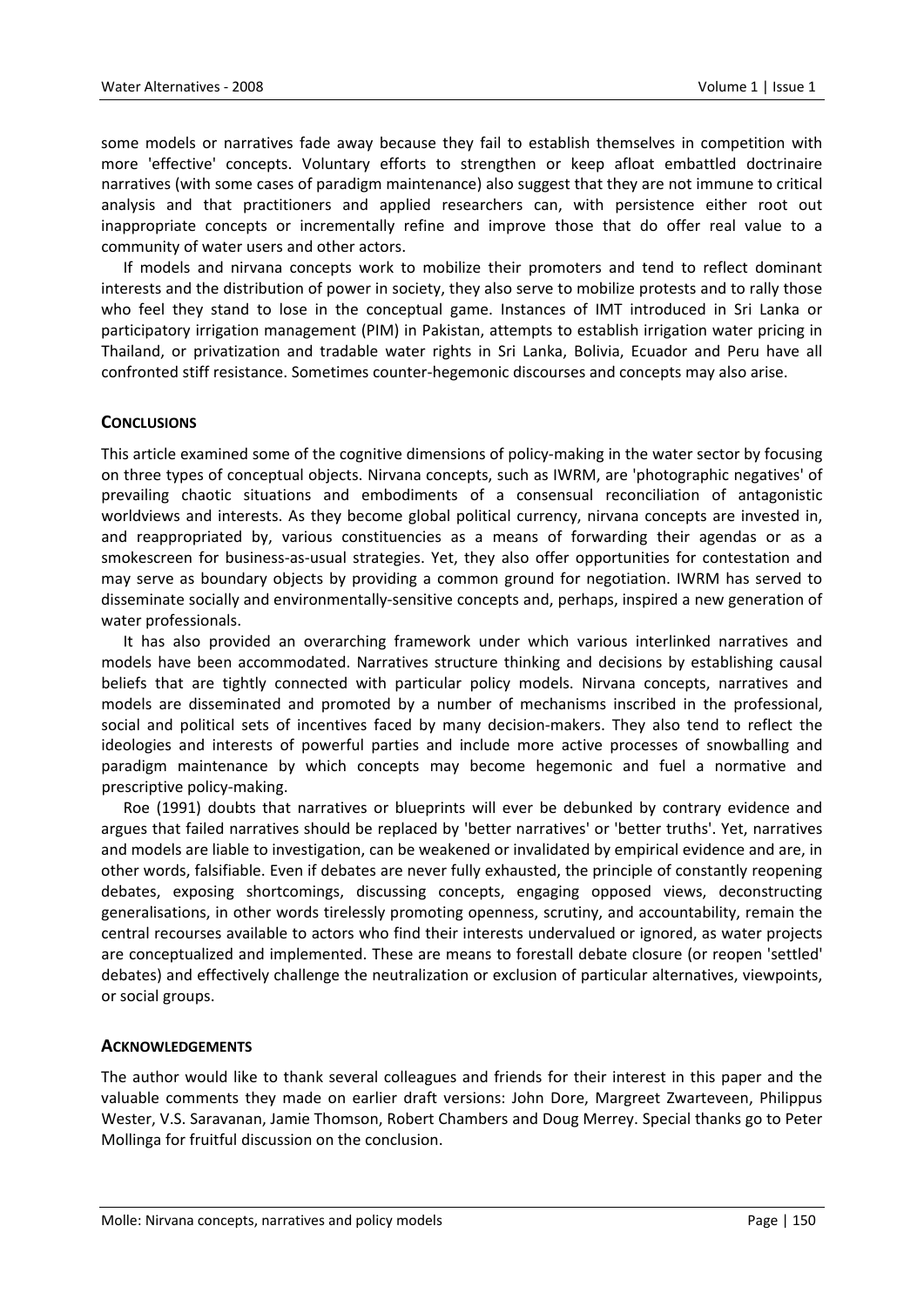some models or narratives fade away because they fail to establish themselves in competition with more 'effective' concepts. Voluntary efforts to strengthen or keep afloat embattled doctrinaire narratives (with some cases of paradigm maintenance) also suggest that they are not immune to critical analysis and that practitioners and applied researchers can, with persistence either root out inappropriate concepts or incrementally refine and improve those that do offer real value to a community of water users and other actors.

If models and nirvana concepts work to mobilize their promoters and tend to reflect dominant interests and the distribution of power in society, they also serve to mobilize protests and to rally those who feel they stand to lose in the conceptual game. Instances of IMT introduced in Sri Lanka or participatory irrigation management (PIM) in Pakistan, attempts to establish irrigation water pricing in Thailand, or privatization and tradable water rights in Sri Lanka, Bolivia, Ecuador and Peru have all confronted stiff resistance. Sometimes counter-hegemonic discourses and concepts may also arise.

## Conclusions

This article examined some of the cognitive dimensions of policy-making in the water sector by focusing on three types of conceptual objects. Nirvana concepts, such as IWRM, are 'photographic negatives' of prevailing chaotic situations and embodiments of a consensual reconciliation of antagonistic worldviews and interests. As they become global political currency, nirvana concepts are invested in, and reappropriated by, various constituencies as a means of forwarding their agendas or as a smokescreen for business-as-usual strategies. Yet, they also offer opportunities for contestation and may serve as boundary objects by providing a common ground for negotiation. IWRM has served to disseminate socially and environmentally-sensitive concepts and, perhaps, inspired a new generation of water professionals.

It has also provided an overarching framework under which various interlinked narratives and models have been accommodated. Narratives structure thinking and decisions by establishing causal beliefs that are tightly connected with particular policy models. Nirvana concepts, narratives and models are disseminated and promoted by a number of mechanisms inscribed in the professional, social and political sets of incentives faced by many decision-makers. They also tend to reflect the ideologies and interests of powerful parties and include more active processes of snowballing and paradigm maintenance by which concepts may become hegemonic and fuel a normative and prescriptive policy-making.

Roe (1991) doubts that narratives or blueprints will ever be debunked by contrary evidence and argues that failed narratives should be replaced by 'better narratives' or 'better truths'. Yet, narratives and models are liable to investigation, can be weakened or invalidated by empirical evidence and are, in other words, falsifiable. Even if debates are never fully exhausted, the principle of constantly reopening debates, exposing shortcomings, discussing concepts, engaging opposed views, deconstructing generalisations, in other words tirelessly promoting openness, scrutiny, and accountability, remain the central recourses available to actors who find their interests undervalued or ignored, as water projects are conceptualized and implemented. These are means to forestall debate closure (or reopen 'settled' debates) and effectively challenge the neutralization or exclusion of particular alternatives, viewpoints, or social groups.

## Acknowledgements

The author would like to thank several colleagues and friends for their interest in this paper and the valuable comments they made on earlier draft versions: John Dore, Margreet Zwarteveen, Philippus Wester, V.S. Saravanan, Jamie Thomson, Robert Chambers and Doug Merrey. Special thanks go to Peter Mollinga for fruitful discussion on the conclusion.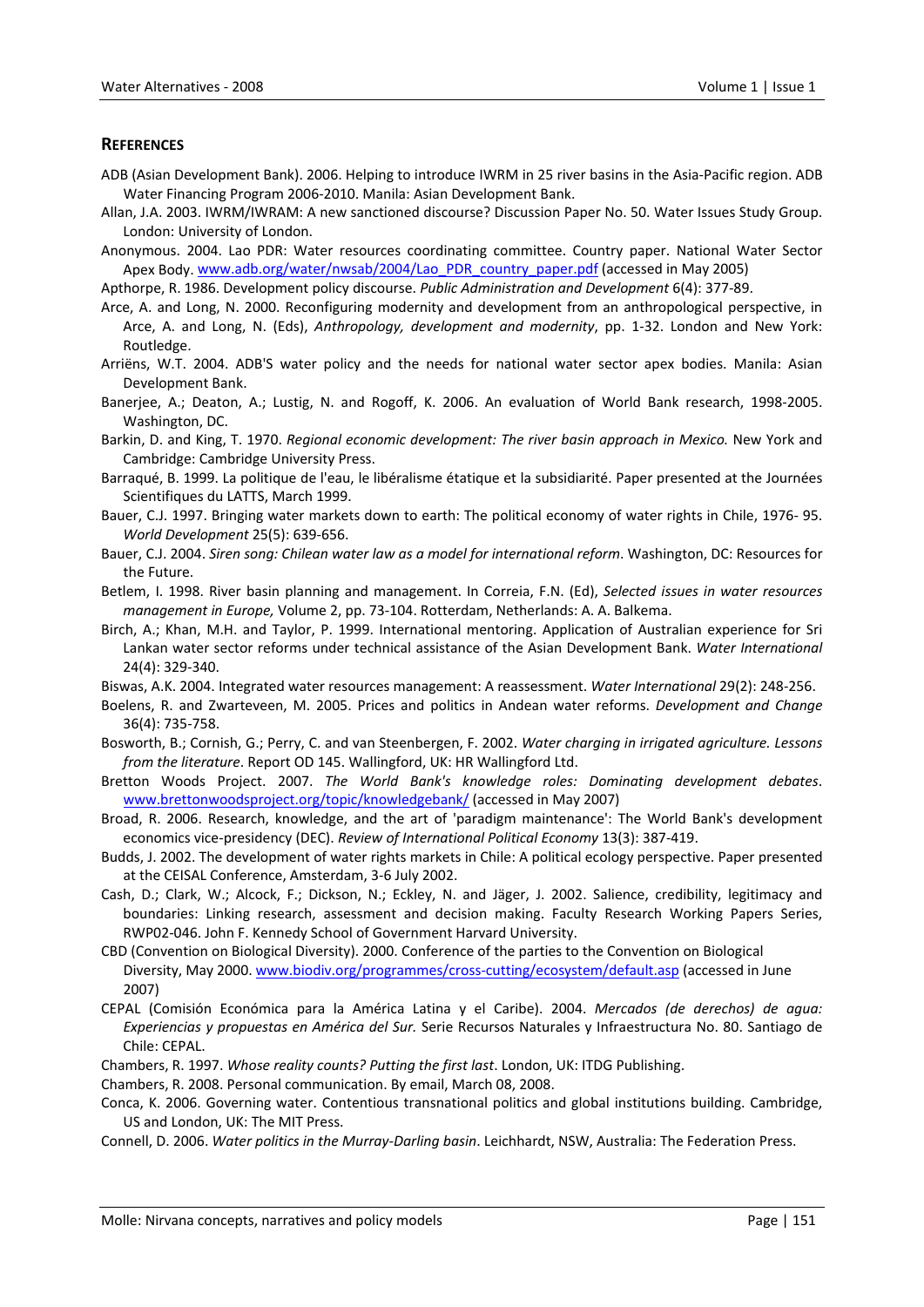## References

ADB (Asian Development Bank). 2006. Helping to introduce IWRM in 25 river basins in the Asia-Pacific region. ADB Water Financing Program 2006-2010. Manila: Asian Development Bank.

Allan, J.A. 2003. IWRM/IWRAM: A new sanctioned discourse? Discussion Paper No. 50. Water Issues Study Group. London: University of London.

Anonymous. 2004. Lao PDR: Water resources coordinating committee. Country paper. National Water Sector Apex Body. www.adb.org/water/nwsab/2004/Lao_PDR_country_paper.pdf (accessed in May 2005)

Apthorpe, R. 1986. Development policy discourse. *Public Administration and Development* 6(4): 377-89.

Arce, A. and Long, N. 2000. Reconfiguring modernity and development from an anthropological perspective, in Arce, A. and Long, N. (Eds), *Anthropology, development and modernity*, pp. 1-32. London and New York: Routledge.

Arriëns, W.T. 2004. ADB'S water policy and the needs for national water sector apex bodies. Manila: Asian Development Bank.

Banerjee, A.; Deaton, A.; Lustig, N. and Rogoff, K. 2006. An evaluation of World Bank research, 1998-2005. Washington, DC.

Barkin, D. and King, T. 1970. *Regional economic development: The river basin approach in Mexico.* New York and Cambridge: Cambridge University Press.

Barraqué, B. 1999. La politique de l'eau, le libéralisme étatique et la subsidiarité. Paper presented at the Journées Scientifiques du LATTS, March 1999.

Bauer, C.J. 1997. Bringing water markets down to earth: The political economy of water rights in Chile, 1976- 95. *World Development* 25(5): 639-656.

Bauer, C.J. 2004. *Siren song: Chilean water law as a model for international reform*. Washington, DC: Resources for the Future.

Betlem, I. 1998. River basin planning and management. In Correia, F.N. (Ed), *Selected issues in water resources management in Europe,* Volume 2, pp. 73-104. Rotterdam, Netherlands: A. A. Balkema.

Birch, A.; Khan, M.H. and Taylor, P. 1999. International mentoring. Application of Australian experience for Sri Lankan water sector reforms under technical assistance of the Asian Development Bank. *Water International* 24(4): 329-340.

Biswas, A.K. 2004. Integrated water resources management: A reassessment. *Water International* 29(2): 248-256.

Boelens, R. and Zwarteveen, M. 2005. Prices and politics in Andean water reforms. *Development and Change* 36(4): 735-758.

Bosworth, B.; Cornish, G.; Perry, C. and van Steenbergen, F. 2002. *Water charging in irrigated agriculture. Lessons from the literature*. Report OD 145. Wallingford, UK: HR Wallingford Ltd.

Bretton Woods Project. 2007. *The World Bank's knowledge roles: Dominating development debates*. www.brettonwoodsproject.org/topic/knowledgebank/ (accessed in May 2007)

Broad, R. 2006. Research, knowledge, and the art of 'paradigm maintenance': The World Bank's development economics vice-presidency (DEC). *Review of International Political Economy* 13(3): 387-419.

Budds, J. 2002. The development of water rights markets in Chile: A political ecology perspective. Paper presented at the CEISAL Conference, Amsterdam, 3-6 July 2002.

Cash, D.; Clark, W.; Alcock, F.; Dickson, N.; Eckley, N. and Jäger, J. 2002. Salience, credibility, legitimacy and boundaries: Linking research, assessment and decision making. Faculty Research Working Papers Series, RWP02-046. John F. Kennedy School of Government Harvard University.

CBD (Convention on Biological Diversity). 2000. Conference of the parties to the Convention on Biological Diversity, May 2000. www.biodiv.org/programmes/cross-cutting/ecosystem/default.asp (accessed in June 2007)

CEPAL (Comisión Económica para la América Latina y el Caribe). 2004. *Mercados (de derechos) de agua: Experiencias y propuestas en América del Sur.* Serie Recursos Naturales y Infraestructura No. 80. Santiago de Chile: CEPAL.

Chambers, R. 1997. *Whose reality counts? Putting the first last*. London, UK: ITDG Publishing.

Chambers, R. 2008. Personal communication. By email, March 08, 2008.

Conca, K. 2006. Governing water. Contentious transnational politics and global institutions building. Cambridge, US and London, UK: The MIT Press.

Connell, D. 2006. *Water politics in the Murray-Darling basin*. Leichhardt, NSW, Australia: The Federation Press.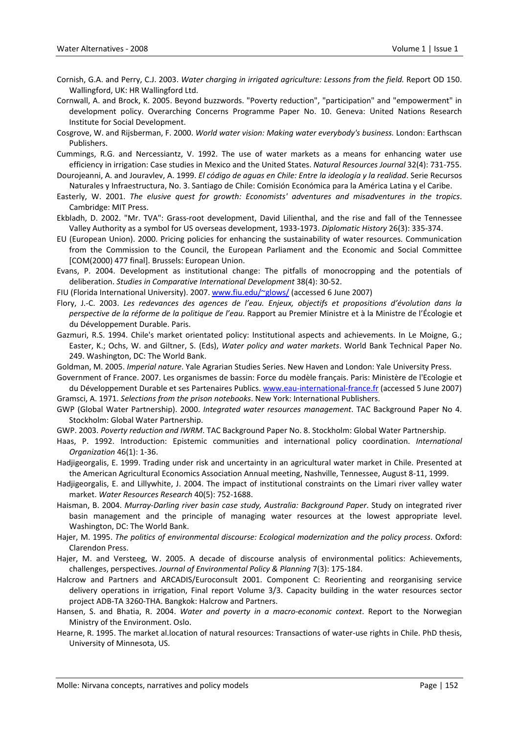Cornish, G.A. and Perry, C.J. 2003. *Water charging in irrigated agriculture: Lessons from the field.* Report OD 150. Wallingford, UK: HR Wallingford Ltd.

Cornwall, A. and Brock, K. 2005. Beyond buzzwords. "Poverty reduction", "participation" and "empowerment" in development policy. Overarching Concerns Programme Paper No. 10. Geneva: United Nations Research Institute for Social Development.

Cosgrove, W. and Rijsberman, F. 2000. *World water vision: Making water everybody's business.* London: Earthscan Publishers.

Cummings, R.G. and Nercessiantz, V. 1992. The use of water markets as a means for enhancing water use efficiency in irrigation: Case studies in Mexico and the United States. *Natural Resources Journal* 32(4): 731-755.

Dourojeanni, A. and Jouravlev, A. 1999. *El código de aguas en Chile: Entre la ideología y la realidad*. Serie Recursos Naturales y Infraestructura, No. 3. Santiago de Chile: Comisión Económica para la América Latina y el Caribe.

Easterly, W. 2001. *The elusive quest for growth: Economists' adventures and misadventures in the tropics*. Cambridge: MIT Press.

Ekbladh, D. 2002. "Mr. TVA": Grass-root development, David Lilienthal, and the rise and fall of the Tennessee Valley Authority as a symbol for US overseas development, 1933-1973. *Diplomatic History* 26(3): 335-374.

EU (European Union). 2000. Pricing policies for enhancing the sustainability of water resources. Communication from the Commission to the Council, the European Parliament and the Economic and Social Committee [COM(2000) 477 final]. Brussels: European Union.

Evans, P. 2004. Development as institutional change: The pitfalls of monocropping and the potentials of deliberation. *Studies in Comparative International Development* 38(4): 30-52.

FIU (Florida International University). 2007. www.fiu.edu/~glows/ (accessed 6 June 2007)

Flory, J.-C. 2003. *Les redevances des agences de l'eau. Enjeux, objectifs et propositions d'évolution dans la perspective de la réforme de la politique de l'eau.* Rapport au Premier Ministre et à la Ministre de l'Écologie et du Développement Durable. Paris.

Gazmuri, R.S. 1994. Chile's market orientated policy: Institutional aspects and achievements. In Le Moigne, G.; Easter, K.; Ochs, W. and Giltner, S. (Eds), *Water policy and water markets*. World Bank Technical Paper No. 249. Washington, DC: The World Bank.

Goldman, M. 2005. *Imperial nature*. Yale Agrarian Studies Series. New Haven and London: Yale University Press.

Government of France. 2007. Les organismes de bassin: Force du modèle français. Paris: Ministère de l'Ecologie et du Développement Durable et ses Partenaires Publics. www.eau-international-france.fr (accessed 5 June 2007)

Gramsci, A. 1971. *Selections from the prison notebooks*. New York: International Publishers.

GWP (Global Water Partnership). 2000. *Integrated water resources management*. TAC Background Paper No 4. Stockholm: Global Water Partnership.

GWP. 2003. *Poverty reduction and IWRM*. TAC Background Paper No. 8. Stockholm: Global Water Partnership.

Haas, P. 1992. Introduction: Epistemic communities and international policy coordination. *International Organization* 46(1): 1-36.

Hadjigeorgalis, E. 1999. Trading under risk and uncertainty in an agricultural water market in Chile. Presented at the American Agricultural Economics Association Annual meeting, Nashville, Tennessee, August 8-11, 1999.

Hadjigeorgalis, E. and Lillywhite, J. 2004. The impact of institutional constraints on the Limari river valley water market. *Water Resources Research* 40(5): 752-1688.

Haisman, B. 2004. *Murray-Darling river basin case study, Australia: Background Paper*. Study on integrated river basin management and the principle of managing water resources at the lowest appropriate level. Washington, DC: The World Bank.

Hajer, M. 1995. *The politics of environmental discourse: Ecological modernization and the policy process*. Oxford: Clarendon Press.

Hajer, M. and Versteeg, W. 2005. A decade of discourse analysis of environmental politics: Achievements, challenges, perspectives. *Journal of Environmental Policy & Planning* 7(3): 175-184.

Halcrow and Partners and ARCADIS/Euroconsult 2001. Component C: Reorienting and reorganising service delivery operations in irrigation, Final report Volume 3/3. Capacity building in the water resources sector project ADB-TA 3260-THA. Bangkok: Halcrow and Partners.

Hansen, S. and Bhatia, R. 2004. *Water and poverty in a macro-economic context*. Report to the Norwegian Ministry of the Environment. Oslo.

Hearne, R. 1995. The market al.location of natural resources: Transactions of water-use rights in Chile. PhD thesis, University of Minnesota, US.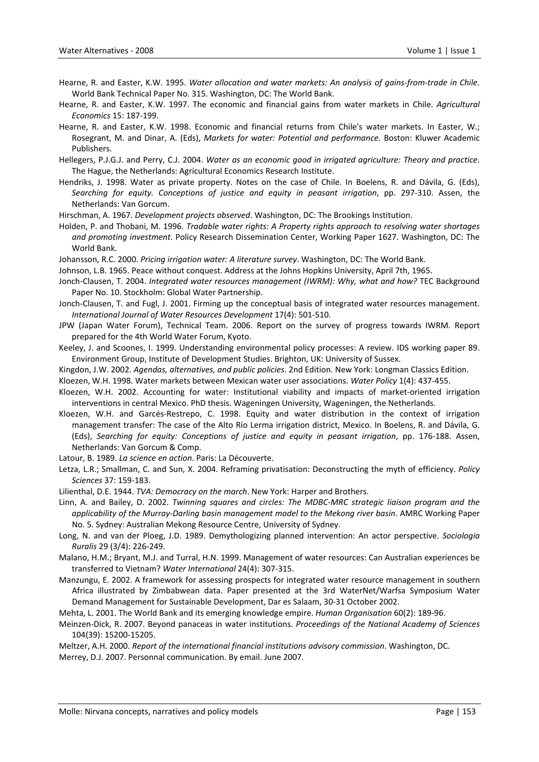Hearne, R. and Easter, K.W. 1995. *Water allocation and water markets: An analysis of gains-from-trade in Chile*. World Bank Technical Paper No. 315. Washington, DC: The World Bank.

Hearne, R. and Easter, K.W. 1997. The economic and financial gains from water markets in Chile. *Agricultural Economics* 15: 187-199.

Hearne, R. and Easter, K.W. 1998. Economic and financial returns from Chile's water markets. In Easter, W.; Rosegrant, M. and Dinar, A. (Eds), *Markets for water: Potential and performance.* Boston: Kluwer Academic Publishers.

Hellegers, P.J.G.J. and Perry, C.J. 2004. *Water as an economic good in irrigated agriculture: Theory and practice*. The Hague, the Netherlands: Agricultural Economics Research Institute.

Hendriks, J. 1998. Water as private property. Notes on the case of Chile. In Boelens, R. and Dávila, G. (Eds), *Searching for equity. Conceptions of justice and equity in peasant irrigation*, pp. 297-310. Assen, the Netherlands: Van Gorcum.

Hirschman, A. 1967. *Development projects observed*. Washington, DC: The Brookings Institution.

Holden, P. and Thobani, M. 1996. *Tradable water rights: A Property rights approach to resolving water shortages and promoting investment*. Policy Research Dissemination Center, Working Paper 1627. Washington, DC: The World Bank.

Johansson, R.C. 2000. *Pricing irrigation water: A literature survey*. Washington, DC: The World Bank.

Johnson, L.B. 1965. Peace without conquest. Address at the Johns Hopkins University, April 7th, 1965.

Jonch-Clausen, T. 2004. *Integrated water resources management (IWRM): Why, what and how?* TEC Background Paper No. 10. Stockholm: Global Water Partnership.

Jonch-Clausen, T. and Fugl, J. 2001. Firming up the conceptual basis of integrated water resources management. *International Journal of Water Resources Development* 17(4): 501-510.

JPW (Japan Water Forum), Technical Team. 2006. Report on the survey of progress towards IWRM. Report prepared for the 4th World Water Forum, Kyoto.

Keeley, J. and Scoones, I. 1999. Understanding environmental policy processes: A review. IDS working paper 89. Environment Group, Institute of Development Studies. Brighton, UK: University of Sussex.

Kingdon, J.W. 2002. *Agendas, alternatives, and public policies*. 2nd Edition. New York: Longman Classics Edition.

Kloezen, W.H. 1998. Water markets between Mexican water user associations. *Water Policy* 1(4): 437-455.

Kloezen, W.H. 2002. Accounting for water: Institutional viability and impacts of market-oriented irrigation interventions in central Mexico. PhD thesis. Wageningen University, Wageningen, the Netherlands.

Kloezen, W.H. and Garcés-Restrepo, C. 1998. Equity and water distribution in the context of irrigation management transfer: The case of the Alto Río Lerma irrigation district, Mexico. In Boelens, R. and Dávila, G. (Eds), *Searching for equity: Conceptions of justice and equity in peasant irrigation*, pp. 176-188. Assen, Netherlands: Van Gorcum & Comp.

Latour, B. 1989. *La science en action*. Paris: La Découverte.

Letza, L.R.; Smallman, C. and Sun, X. 2004. Reframing privatisation: Deconstructing the myth of efficiency. *Policy Sciences* 37: 159-183.

Lilienthal, D.E. 1944. *TVA: Democracy on the march*. New York: Harper and Brothers.

Linn, A. and Bailey, D. 2002. *Twinning squares and circles: The MDBC-MRC strategic liaison program and the applicability of the Murray-Darling basin management model to the Mekong river basin*. AMRC Working Paper No. 5. Sydney: Australian Mekong Resource Centre, University of Sydney.

Long, N. and van der Ploeg, J.D. 1989. Demythologizing planned intervention: An actor perspective. *Sociologia Ruralis* 29 (3/4): 226-249.

Malano, H.M.; Bryant, M.J. and Turral, H.N. 1999. Management of water resources: Can Australian experiences be transferred to Vietnam? *Water International* 24(4): 307-315.

Manzungu, E. 2002. A framework for assessing prospects for integrated water resource management in southern Africa illustrated by Zimbabwean data. Paper presented at the 3rd WaterNet/Warfsa Symposium Water Demand Management for Sustainable Development, Dar es Salaam, 30-31 October 2002.

Mehta, L. 2001. The World Bank and its emerging knowledge empire. *Human Organisation* 60(2): 189-96.

Meinzen-Dick, R. 2007. Beyond panaceas in water institutions. *Proceedings of the National Academy of Sciences* 104(39): 15200-15205.

Meltzer, A.H. 2000. *Report of the international financial institutions advisory commission*. Washington, DC.

Merrey, D.J. 2007. Personnal communication. By email. June 2007.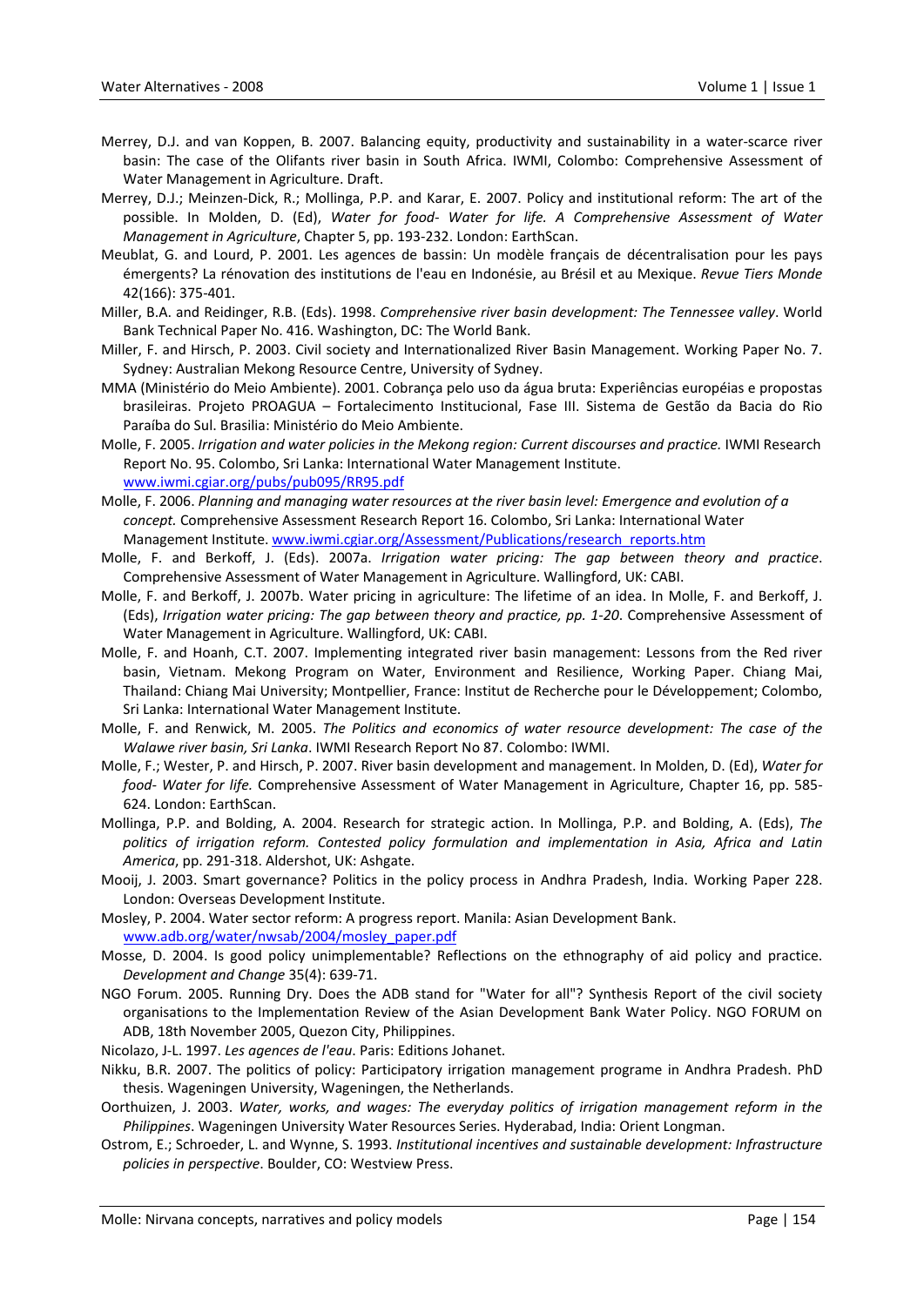Merrey, D.J. and van Koppen, B. 2007. Balancing equity, productivity and sustainability in a water-scarce river basin: The case of the Olifants river basin in South Africa. IWMI, Colombo: Comprehensive Assessment of Water Management in Agriculture. Draft.

Merrey, D.J.; Meinzen-Dick, R.; Mollinga, P.P. and Karar, E. 2007. Policy and institutional reform: The art of the possible. In Molden, D. (Ed), *Water for food- Water for life. A Comprehensive Assessment of Water Management in Agriculture*, Chapter 5, pp. 193-232. London: EarthScan.

Meublat, G. and Lourd, P. 2001. Les agences de bassin: Un modèle français de décentralisation pour les pays émergents? La rénovation des institutions de l'eau en Indonésie, au Brésil et au Mexique. *Revue Tiers Monde* 42(166): 375-401.

Miller, B.A. and Reidinger, R.B. (Eds). 1998. *Comprehensive river basin development: The Tennessee valley*. World Bank Technical Paper No. 416. Washington, DC: The World Bank.

Miller, F. and Hirsch, P. 2003. Civil society and Internationalized River Basin Management. Working Paper No. 7. Sydney: Australian Mekong Resource Centre, University of Sydney.

MMA (Ministério do Meio Ambiente). 2001. Cobrança pelo uso da água bruta: Experiências européias e propostas brasileiras. Projeto PROAGUA – Fortalecimento Institucional, Fase III. Sistema de Gestão da Bacia do Rio Paraíba do Sul. Brasilia: Ministério do Meio Ambiente.

Molle, F. 2005. *Irrigation and water policies in the Mekong region: Current discourses and practice.* IWMI Research Report No. 95. Colombo, Sri Lanka: International Water Management Institute. www.iwmi.cgiar.org/pubs/pub095/RR95.pdf

Molle, F. 2006. *Planning and managing water resources at the river basin level: Emergence and evolution of a concept.* Comprehensive Assessment Research Report 16. Colombo, Sri Lanka: International Water Management Institute. www.iwmi.cgiar.org/Assessment/Publications/research_reports.htm

Molle, F. and Berkoff, J. (Eds). 2007a. *Irrigation water pricing: The gap between theory and practice*. Comprehensive Assessment of Water Management in Agriculture. Wallingford, UK: CABI.

Molle, F. and Berkoff, J. 2007b. Water pricing in agriculture: The lifetime of an idea. In Molle, F. and Berkoff, J. (Eds), *Irrigation water pricing: The gap between theory and practice, pp. 1-20*. Comprehensive Assessment of Water Management in Agriculture. Wallingford, UK: CABI.

Molle, F. and Hoanh, C.T. 2007. Implementing integrated river basin management: Lessons from the Red river basin, Vietnam. Mekong Program on Water, Environment and Resilience, Working Paper. Chiang Mai, Thailand: Chiang Mai University; Montpellier, France: Institut de Recherche pour le Développement; Colombo, Sri Lanka: International Water Management Institute.

Molle, F. and Renwick, M. 2005. *The Politics and economics of water resource development: The case of the Walawe river basin, Sri Lanka*. IWMI Research Report No 87. Colombo: IWMI.

Molle, F.; Wester, P. and Hirsch, P. 2007. River basin development and management. In Molden, D. (Ed), *Water for food- Water for life.* Comprehensive Assessment of Water Management in Agriculture, Chapter 16, pp. 585-624. London: EarthScan.

Mollinga, P.P. and Bolding, A. 2004. Research for strategic action. In Mollinga, P.P. and Bolding, A. (Eds), *The politics of irrigation reform. Contested policy formulation and implementation in Asia, Africa and Latin America*, pp. 291-318. Aldershot, UK: Ashgate.

Mooij, J. 2003. Smart governance? Politics in the policy process in Andhra Pradesh, India. Working Paper 228. London: Overseas Development Institute.

Mosley, P. 2004. Water sector reform: A progress report. Manila: Asian Development Bank. www.adb.org/water/nwsab/2004/mosley_paper.pdf

Mosse, D. 2004. Is good policy unimplementable? Reflections on the ethnography of aid policy and practice. *Development and Change* 35(4): 639-71.

NGO Forum. 2005. Running Dry. Does the ADB stand for "Water for all"? Synthesis Report of the civil society organisations to the Implementation Review of the Asian Development Bank Water Policy. NGO FORUM on ADB, 18th November 2005, Quezon City, Philippines.

Nicolazo, J-L. 1997. *Les agences de l'eau*. Paris: Editions Johanet.

Nikku, B.R. 2007. The politics of policy: Participatory irrigation management programe in Andhra Pradesh. PhD thesis. Wageningen University, Wageningen, the Netherlands.

Oorthuizen, J. 2003. *Water, works, and wages: The everyday politics of irrigation management reform in the Philippines*. Wageningen University Water Resources Series. Hyderabad, India: Orient Longman.

Ostrom, E.; Schroeder, L. and Wynne, S. 1993. *Institutional incentives and sustainable development: Infrastructure policies in perspective*. Boulder, CO: Westview Press.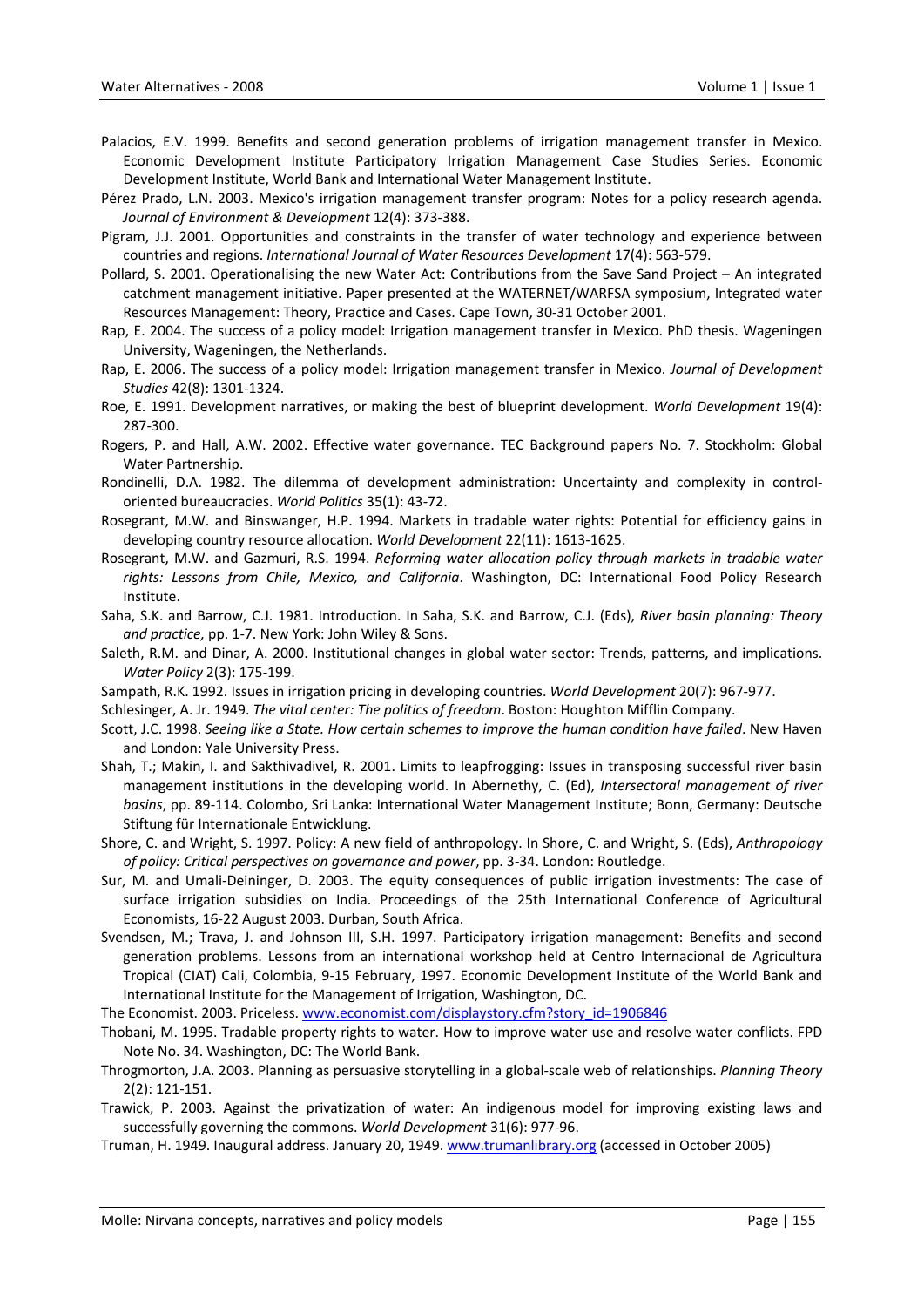Palacios, E.V. 1999. Benefits and second generation problems of irrigation management transfer in Mexico. Economic Development Institute Participatory Irrigation Management Case Studies Series. Economic Development Institute, World Bank and International Water Management Institute.

Pérez Prado, L.N. 2003. Mexico's irrigation management transfer program: Notes for a policy research agenda. *Journal of Environment & Development* 12(4): 373-388.

Pigram, J.J. 2001. Opportunities and constraints in the transfer of water technology and experience between countries and regions. *International Journal of Water Resources Development* 17(4): 563-579.

Pollard, S. 2001. Operationalising the new Water Act: Contributions from the Save Sand Project – An integrated catchment management initiative. Paper presented at the WATERNET/WARFSA symposium, Integrated water Resources Management: Theory, Practice and Cases. Cape Town, 30-31 October 2001.

Rap, E. 2004. The success of a policy model: Irrigation management transfer in Mexico. PhD thesis. Wageningen University, Wageningen, the Netherlands.

Rap, E. 2006. The success of a policy model: Irrigation management transfer in Mexico. *Journal of Development Studies* 42(8): 1301-1324.

Roe, E. 1991. Development narratives, or making the best of blueprint development. *World Development* 19(4): 287-300.

Rogers, P. and Hall, A.W. 2002. Effective water governance. TEC Background papers No. 7. Stockholm: Global Water Partnership.

Rondinelli, D.A. 1982. The dilemma of development administration: Uncertainty and complexity in control-oriented bureaucracies. *World Politics* 35(1): 43-72.

Rosegrant, M.W. and Binswanger, H.P. 1994. Markets in tradable water rights: Potential for efficiency gains in developing country resource allocation. *World Development* 22(11): 1613-1625.

Rosegrant, M.W. and Gazmuri, R.S. 1994. *Reforming water allocation policy through markets in tradable water rights: Lessons from Chile, Mexico, and California*. Washington, DC: International Food Policy Research Institute.

Saha, S.K. and Barrow, C.J. 1981. Introduction. In Saha, S.K. and Barrow, C.J. (Eds), *River basin planning: Theory and practice,* pp. 1-7. New York: John Wiley & Sons.

Saleth, R.M. and Dinar, A. 2000. Institutional changes in global water sector: Trends, patterns, and implications. *Water Policy* 2(3): 175-199.

Sampath, R.K. 1992. Issues in irrigation pricing in developing countries. *World Development* 20(7): 967-977.

Schlesinger, A. Jr. 1949. *The vital center: The politics of freedom*. Boston: Houghton Mifflin Company.

Scott, J.C. 1998. *Seeing like a State. How certain schemes to improve the human condition have failed*. New Haven and London: Yale University Press.

Shah, T.; Makin, I. and Sakthivadivel, R. 2001. Limits to leapfrogging: Issues in transposing successful river basin management institutions in the developing world. In Abernethy, C. (Ed), *Intersectoral management of river basins*, pp. 89-114. Colombo, Sri Lanka: International Water Management Institute; Bonn, Germany: Deutsche Stiftung für Internationale Entwicklung.

Shore, C. and Wright, S. 1997. Policy: A new field of anthropology. In Shore, C. and Wright, S. (Eds), *Anthropology of policy: Critical perspectives on governance and power*, pp. 3-34. London: Routledge.

Sur, M. and Umali-Deininger, D. 2003. The equity consequences of public irrigation investments: The case of surface irrigation subsidies on India. Proceedings of the 25th International Conference of Agricultural Economists, 16-22 August 2003. Durban, South Africa.

Svendsen, M.; Trava, J. and Johnson III, S.H. 1997. Participatory irrigation management: Benefits and second generation problems. Lessons from an international workshop held at Centro Internacional de Agricultura Tropical (CIAT) Cali, Colombia, 9-15 February, 1997. Economic Development Institute of the World Bank and International Institute for the Management of Irrigation, Washington, DC.

The Economist. 2003. Priceless. www.economist.com/displaystory.cfm?story_id=1906846

Thobani, M. 1995. Tradable property rights to water. How to improve water use and resolve water conflicts. FPD Note No. 34. Washington, DC: The World Bank.

Throgmorton, J.A. 2003. Planning as persuasive storytelling in a global-scale web of relationships. *Planning Theory* 2(2): 121-151.

Trawick, P. 2003. Against the privatization of water: An indigenous model for improving existing laws and successfully governing the commons. *World Development* 31(6): 977-96.

Truman, H. 1949. Inaugural address. January 20, 1949. www.trumanlibrary.org (accessed in October 2005)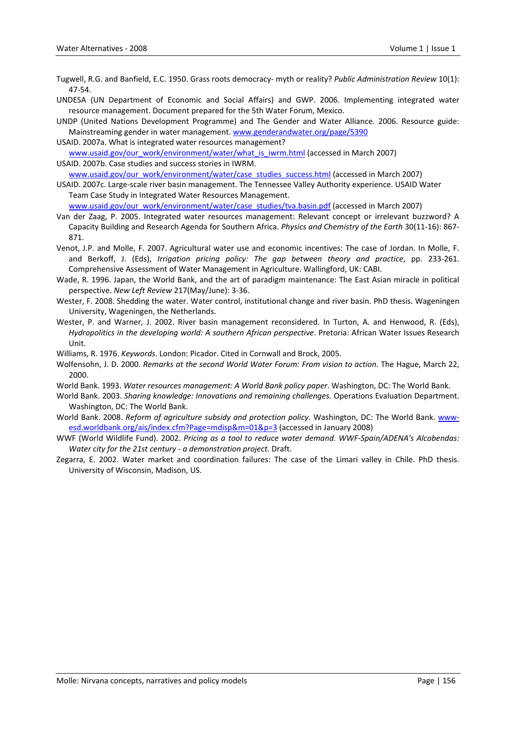Tugwell, R.G. and Banfield, E.C. 1950. Grass roots democracy- myth or reality? *Public Administration Review* 10(1): 47-54.

UNDESA (UN Department of Economic and Social Affairs) and GWP. 2006. Implementing integrated water resource management. Document prepared for the 5th Water Forum, Mexico.

UNDP (United Nations Development Programme) and The Gender and Water Alliance. 2006. Resource guide: Mainstreaming gender in water management. www.genderandwater.org/page/5390

USAID. 2007a. What is integrated water resources management? www.usaid.gov/our_work/environment/water/what_is_iwrm.html (accessed in March 2007)

USAID. 2007b. Case studies and success stories in IWRM. www.usaid.gov/our_work/environment/water/case_studies_success.html (accessed in March 2007)

USAID. 2007c. Large-scale river basin management. The Tennessee Valley Authority experience. USAID Water Team Case Study in Integrated Water Resources Management. www.usaid.gov/our_work/environment/water/case_studies/tva.basin.pdf (accessed in March 2007)

Van der Zaag, P. 2005. Integrated water resources management: Relevant concept or irrelevant buzzword? A Capacity Building and Research Agenda for Southern Africa. *Physics and Chemistry of the Earth* 30(11-16): 867-871.

Venot, J.P. and Molle, F. 2007. Agricultural water use and economic incentives: The case of Jordan. In Molle, F. and Berkoff, J. (Eds), *Irrigation pricing policy: The gap between theory and practice*, pp. 233-261. Comprehensive Assessment of Water Management in Agriculture. Wallingford, UK: CABI.

Wade, R. 1996. Japan, the World Bank, and the art of paradigm maintenance: The East Asian miracle in political perspective. *New Left Review* 217(May/June): 3-36.

Wester, F. 2008. Shedding the water. Water control, institutional change and river basin. PhD thesis. Wageningen University, Wageningen, the Netherlands.

Wester, P. and Warner, J. 2002. River basin management reconsidered. In Turton, A. and Henwood, R. (Eds), *Hydropolitics in the developing world: A southern African perspective*. Pretoria: African Water Issues Research Unit.

Williams, R. 1976. *Keywords*. London: Picador. Cited in Cornwall and Brock, 2005.

Wolfensohn, J. D. 2000. *Remarks at the second World Water Forum: From vision to action*. The Hague, March 22, 2000.

World Bank. 1993. *Water resources management: A World Bank policy paper*. Washington, DC: The World Bank.

World Bank. 2003. *Sharing knowledge: Innovations and remaining challenges.* Operations Evaluation Department. Washington, DC: The World Bank.

World Bank. 2008. *Reform of agriculture subsidy and protection policy.* Washington, DC: The World Bank. www-esd.worldbank.org/ais/index.cfm?Page=mdisp&m=01&p=3 (accessed in January 2008)

WWF (World Wildlife Fund). 2002. *Pricing as a tool to reduce water demand. WWF-Spain/ADENA's Alcobendas: Water city for the 21st century - a demonstration project.* Draft.

Zegarra, E. 2002. Water market and coordination failures: The case of the Limari valley in Chile. PhD thesis. University of Wisconsin, Madison, US.